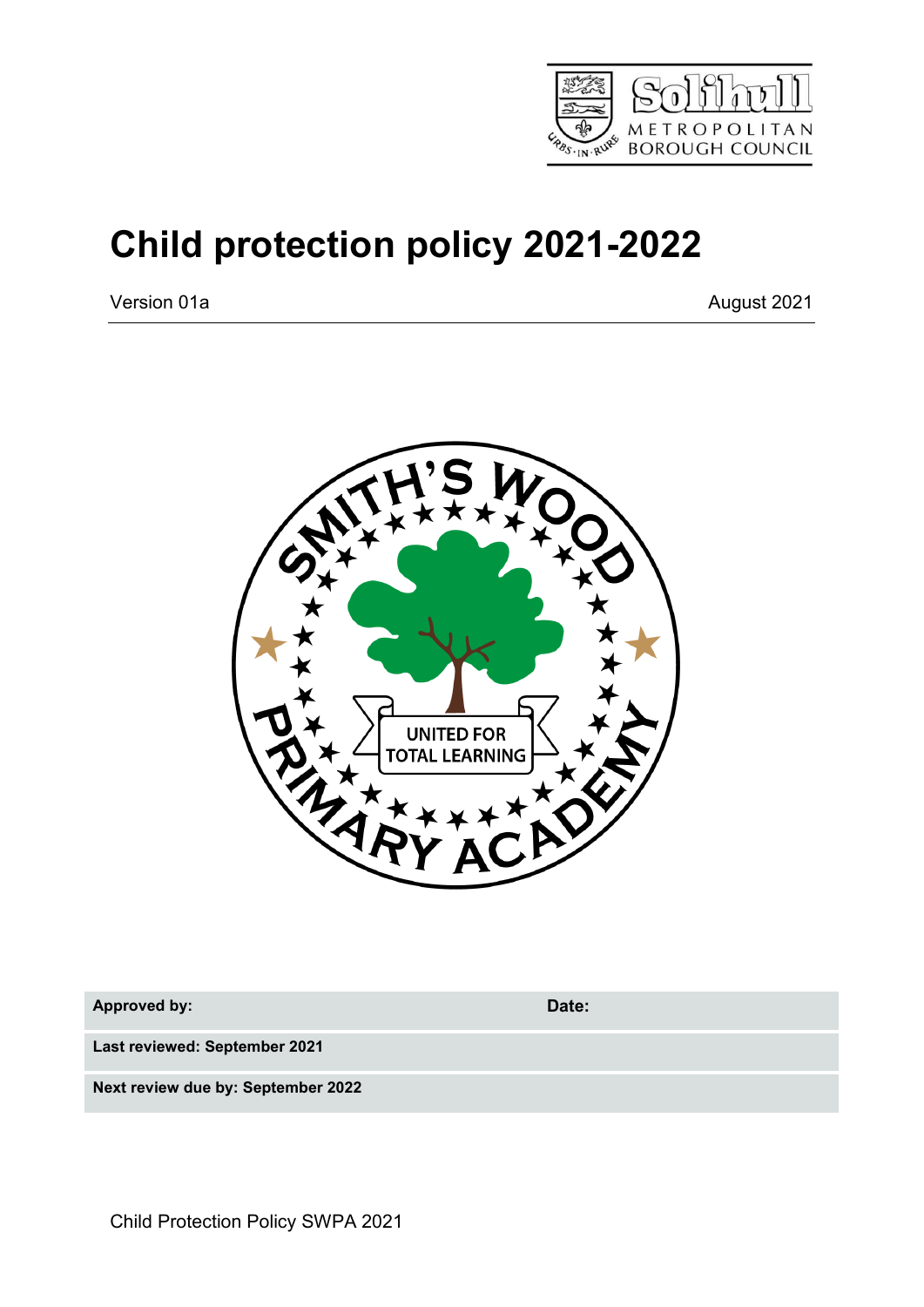# Child protection policy 2021-2022

Version 01a August 2021

| | |
|---|---|
| **Approved by:** | **Date:** |
| **Last reviewed: September 2021** | |
| **Next review due by: September 2022** | |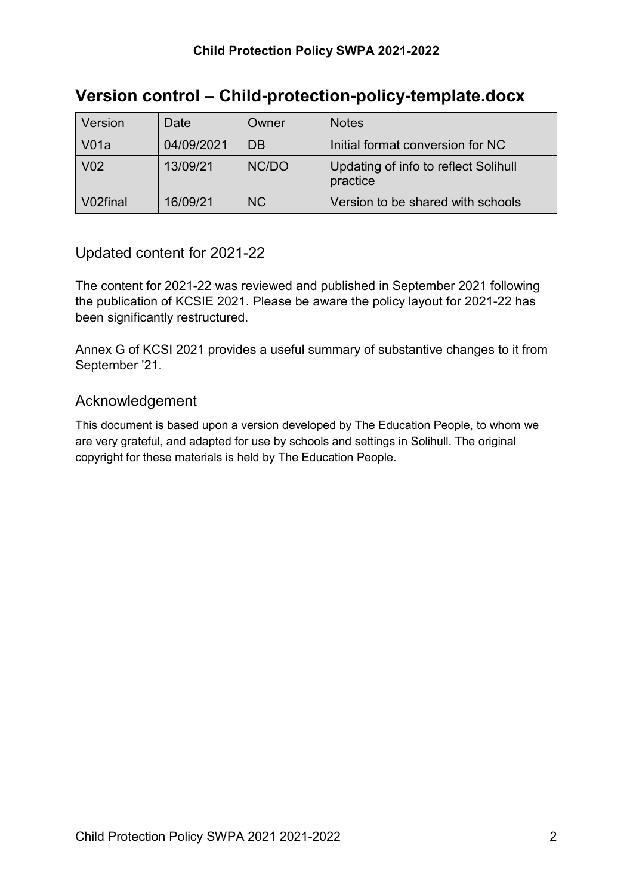## Version control – Child-protection-policy-template.docx

| Version | Date | Owner | Notes |
|---|---|---|---|
| V01a | 04/09/2021 | DB | Initial format conversion for NC |
| V02 | 13/09/21 | NC/DO | Updating of info to reflect Solihull practice |
| V02final | 16/09/21 | NC | Version to be shared with schools |

### Updated content for 2021-22

The content for 2021-22 was reviewed and published in September 2021 following the publication of KCSIE 2021. Please be aware the policy layout for 2021-22 has been significantly restructured.

Annex G of KCSI 2021 provides a useful summary of substantive changes to it from September '21.

### Acknowledgement

This document is based upon a version developed by The Education People, to whom we are very grateful, and adapted for use by schools and settings in Solihull. The original copyright for these materials is held by The Education People.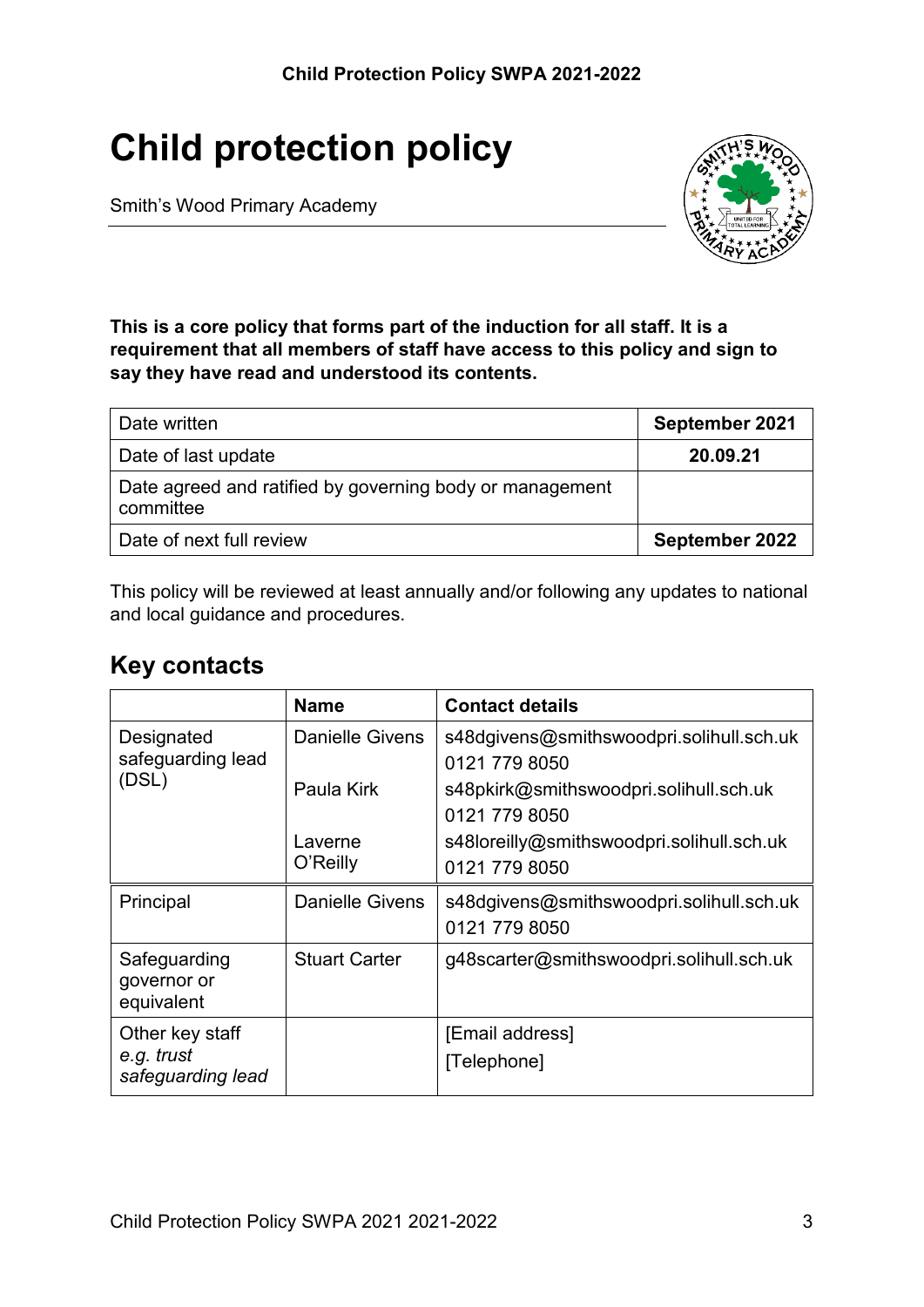# Child protection policy

Smith's Wood Primary Academy

**This is a core policy that forms part of the induction for all staff. It is a requirement that all members of staff have access to this policy and sign to say they have read and understood its contents.**

| | |
|---|---|
| Date written | **September 2021** |
| Date of last update | **20.09.21** |
| Date agreed and ratified by governing body or management committee | |
| Date of next full review | **September 2022** |

This policy will be reviewed at least annually and/or following any updates to national and local guidance and procedures.

## Key contacts

| | Name | Contact details |
|---|---|---|
| Designated safeguarding lead (DSL) | Danielle Givens | s48dgivens@smithswoodpri.solihull.sch.uk 0121 779 8050 |
| | Paula Kirk | s48pkirk@smithswoodpri.solihull.sch.uk 0121 779 8050 |
| | Laverne O'Reilly | s48loreilly@smithswoodpri.solihull.sch.uk 0121 779 8050 |
| Principal | Danielle Givens | s48dgivens@smithswoodpri.solihull.sch.uk 0121 779 8050 |
| Safeguarding governor or equivalent | Stuart Carter | g48scarter@smithswoodpri.solihull.sch.uk |
| Other key staff *e.g. trust safeguarding lead* | | [Email address] [Telephone] |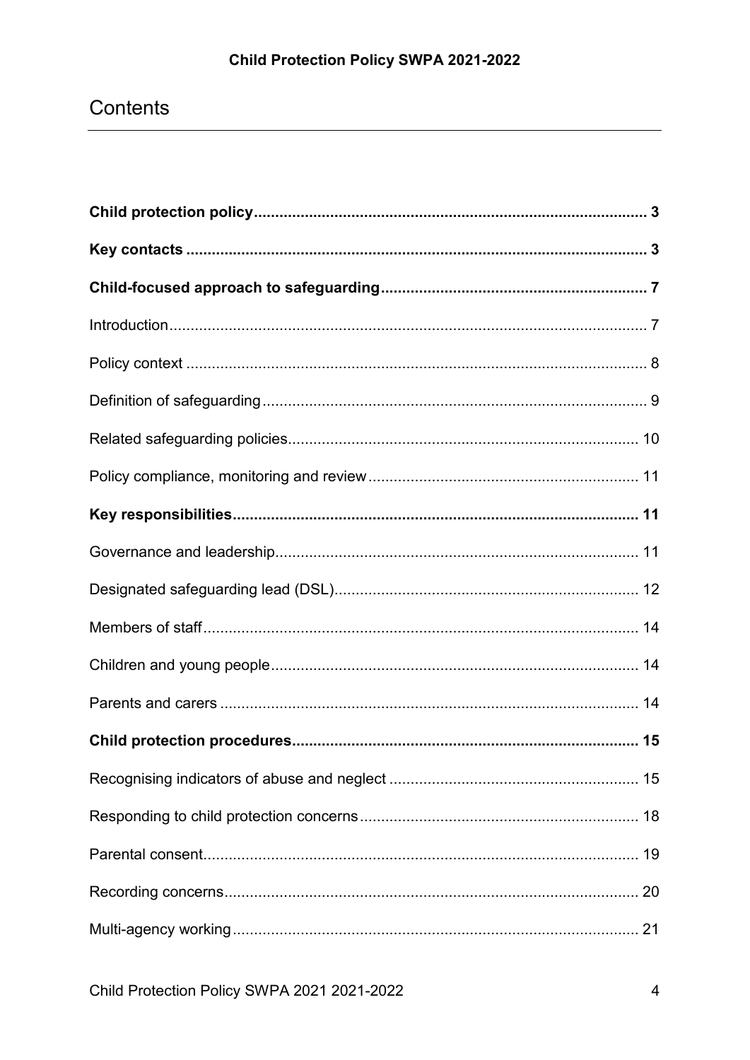# Contents

**Child protection policy** ..... 3

**Key contacts** ..... 3

**Child-focused approach to safeguarding** ..... 7

Introduction ..... 7

Policy context ..... 8

Definition of safeguarding ..... 9

Related safeguarding policies ..... 10

Policy compliance, monitoring and review ..... 11

**Key responsibilities** ..... 11

Governance and leadership ..... 11

Designated safeguarding lead (DSL) ..... 12

Members of staff ..... 14

Children and young people ..... 14

Parents and carers ..... 14

**Child protection procedures** ..... 15

Recognising indicators of abuse and neglect ..... 15

Responding to child protection concerns ..... 18

Parental consent ..... 19

Recording concerns ..... 20

Multi-agency working ..... 21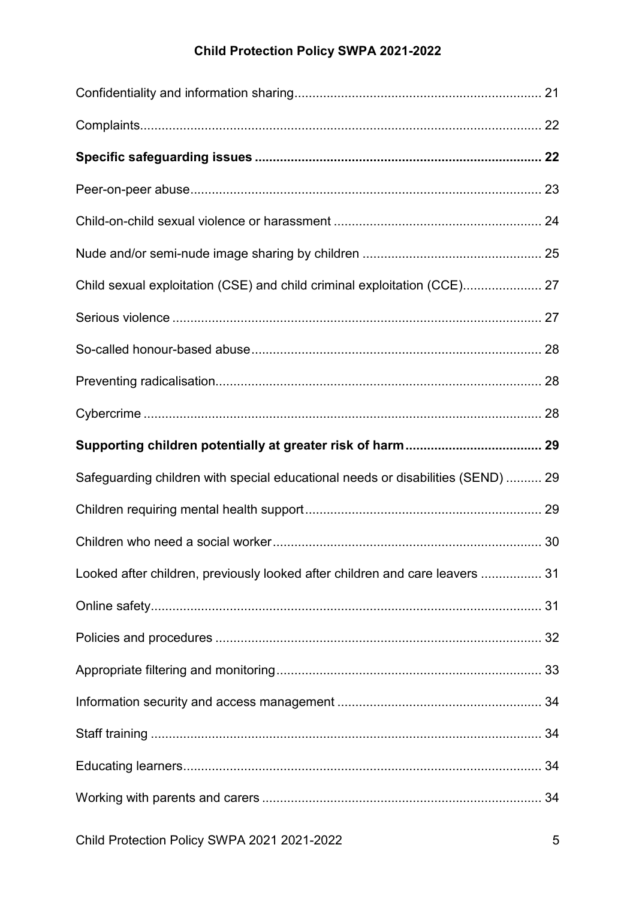Confidentiality and information sharing.................................................................... 21

Complaints............................................................................................................... 22

**Specific safeguarding issues ............................................................................... 22**

Peer-on-peer abuse................................................................................................. 23

Child-on-child sexual violence or harassment ......................................................... 24

Nude and/or semi-nude image sharing by children ................................................. 25

Child sexual exploitation (CSE) and child criminal exploitation (CCE)...................... 27

Serious violence ...................................................................................................... 27

So-called honour-based abuse................................................................................ 28

Preventing radicalisation.......................................................................................... 28

Cybercrime .............................................................................................................. 28

**Supporting children potentially at greater risk of harm..................................... 29**

Safeguarding children with special educational needs or disabilities (SEND) .......... 29

Children requiring mental health support................................................................. 29

Children who need a social worker.......................................................................... 30

Looked after children, previously looked after children and care leavers ................ 31

Online safety............................................................................................................ 31

Policies and procedures .......................................................................................... 32

Appropriate filtering and monitoring......................................................................... 33

Information security and access management ........................................................ 34

Staff training ............................................................................................................ 34

Educating learners................................................................................................... 34

Working with parents and carers ............................................................................. 34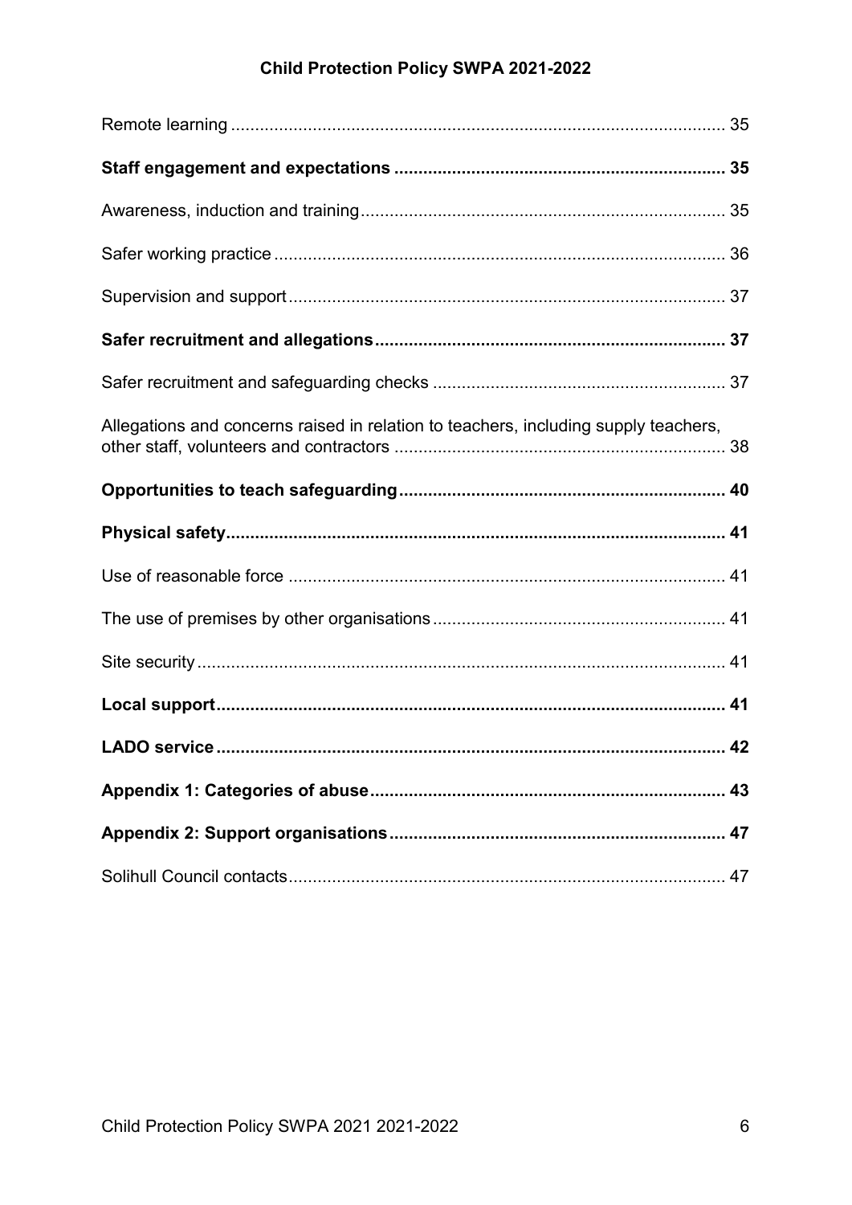Remote learning ..................................................................................................... 35

**Staff engagement and expectations .................................................................... 35**

Awareness, induction and training........................................................................... 35

Safer working practice ............................................................................................. 36

Supervision and support .......................................................................................... 37

**Safer recruitment and allegations ........................................................................ 37**

Safer recruitment and safeguarding checks ............................................................ 37

Allegations and concerns raised in relation to teachers, including supply teachers, other staff, volunteers and contractors .................................................................... 38

**Opportunities to teach safeguarding .................................................................... 40**

**Physical safety ........................................................................................................ 41**

Use of reasonable force .......................................................................................... 41

The use of premises by other organisations ............................................................ 41

Site security ............................................................................................................. 41

**Local support .......................................................................................................... 41**

**LADO service .......................................................................................................... 42**

**Appendix 1: Categories of abuse .......................................................................... 43**

**Appendix 2: Support organisations ...................................................................... 47**

Solihull Council contacts .......................................................................................... 47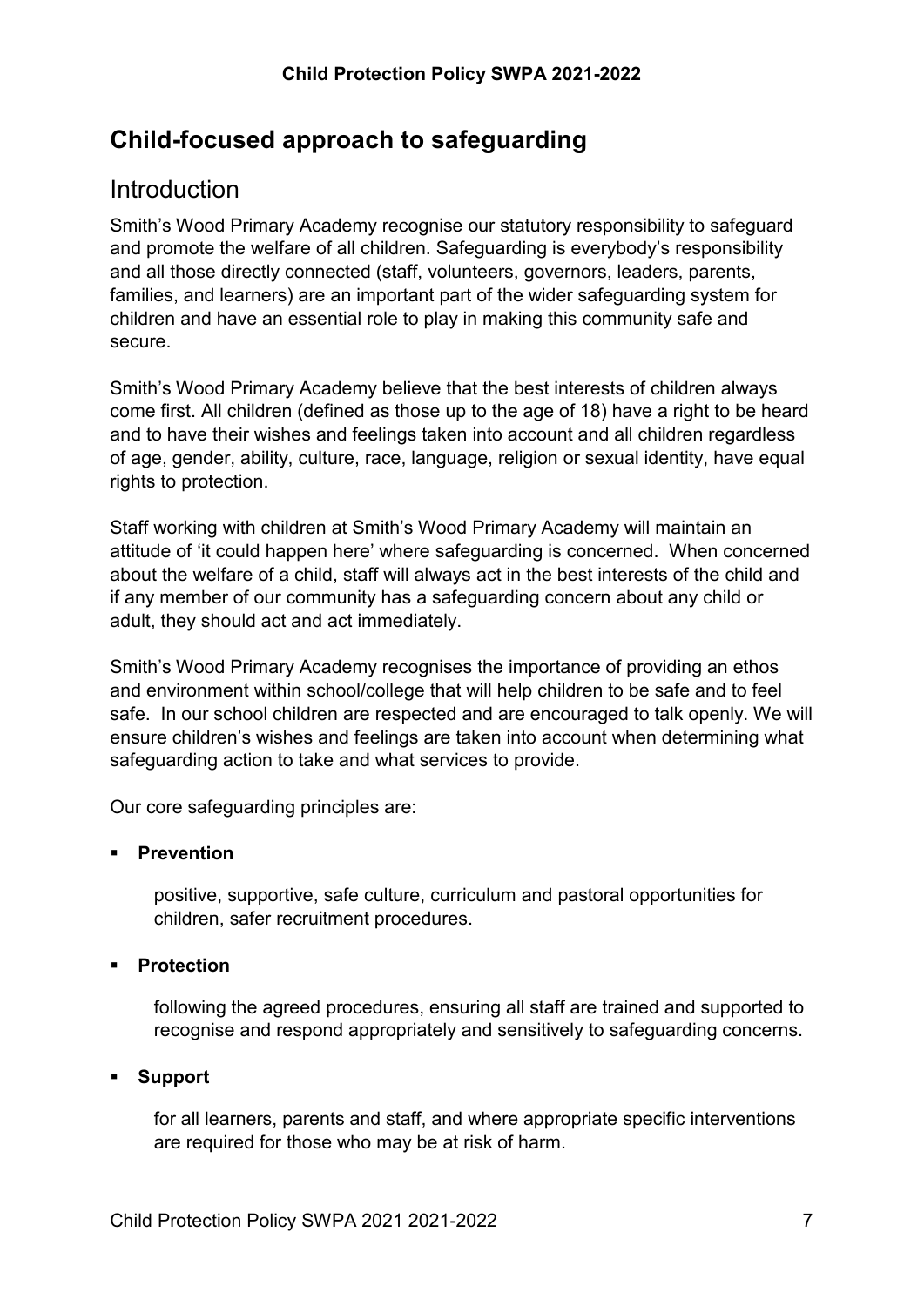## Child-focused approach to safeguarding

### Introduction

Smith's Wood Primary Academy recognise our statutory responsibility to safeguard and promote the welfare of all children. Safeguarding is everybody's responsibility and all those directly connected (staff, volunteers, governors, leaders, parents, families, and learners) are an important part of the wider safeguarding system for children and have an essential role to play in making this community safe and secure.

Smith's Wood Primary Academy believe that the best interests of children always come first. All children (defined as those up to the age of 18) have a right to be heard and to have their wishes and feelings taken into account and all children regardless of age, gender, ability, culture, race, language, religion or sexual identity, have equal rights to protection.

Staff working with children at Smith's Wood Primary Academy will maintain an attitude of 'it could happen here' where safeguarding is concerned. When concerned about the welfare of a child, staff will always act in the best interests of the child and if any member of our community has a safeguarding concern about any child or adult, they should act and act immediately.

Smith's Wood Primary Academy recognises the importance of providing an ethos and environment within school/college that will help children to be safe and to feel safe. In our school children are respected and are encouraged to talk openly. We will ensure children's wishes and feelings are taken into account when determining what safeguarding action to take and what services to provide.

Our core safeguarding principles are:

- **Prevention**

  positive, supportive, safe culture, curriculum and pastoral opportunities for children, safer recruitment procedures.

- **Protection**

  following the agreed procedures, ensuring all staff are trained and supported to recognise and respond appropriately and sensitively to safeguarding concerns.

- **Support**

  for all learners, parents and staff, and where appropriate specific interventions are required for those who may be at risk of harm.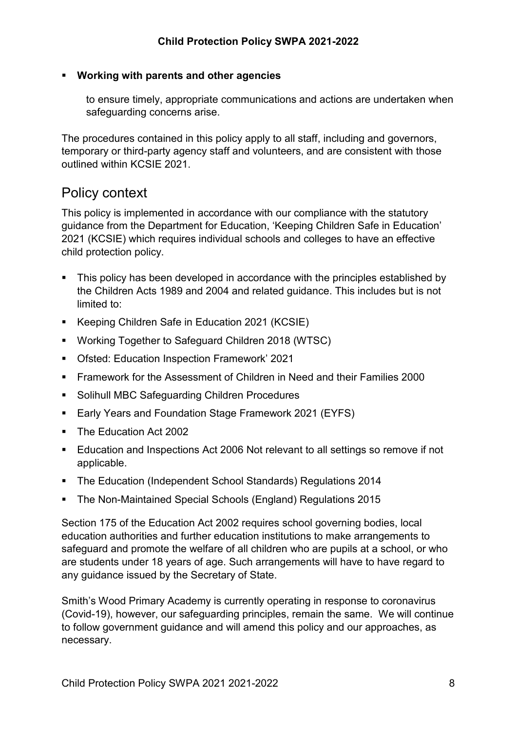- **Working with parents and other agencies**

  to ensure timely, appropriate communications and actions are undertaken when safeguarding concerns arise.

The procedures contained in this policy apply to all staff, including and governors, temporary or third-party agency staff and volunteers, and are consistent with those outlined within KCSIE 2021.

## Policy context

This policy is implemented in accordance with our compliance with the statutory guidance from the Department for Education, 'Keeping Children Safe in Education' 2021 (KCSIE) which requires individual schools and colleges to have an effective child protection policy.

- This policy has been developed in accordance with the principles established by the Children Acts 1989 and 2004 and related guidance. This includes but is not limited to:
- Keeping Children Safe in Education 2021 (KCSIE)
- Working Together to Safeguard Children 2018 (WTSC)
- Ofsted: Education Inspection Framework' 2021
- Framework for the Assessment of Children in Need and their Families 2000
- Solihull MBC Safeguarding Children Procedures
- Early Years and Foundation Stage Framework 2021 (EYFS)
- The Education Act 2002
- Education and Inspections Act 2006 Not relevant to all settings so remove if not applicable.
- The Education (Independent School Standards) Regulations 2014
- The Non-Maintained Special Schools (England) Regulations 2015

Section 175 of the Education Act 2002 requires school governing bodies, local education authorities and further education institutions to make arrangements to safeguard and promote the welfare of all children who are pupils at a school, or who are students under 18 years of age. Such arrangements will have to have regard to any guidance issued by the Secretary of State.

Smith's Wood Primary Academy is currently operating in response to coronavirus (Covid-19), however, our safeguarding principles, remain the same. We will continue to follow government guidance and will amend this policy and our approaches, as necessary.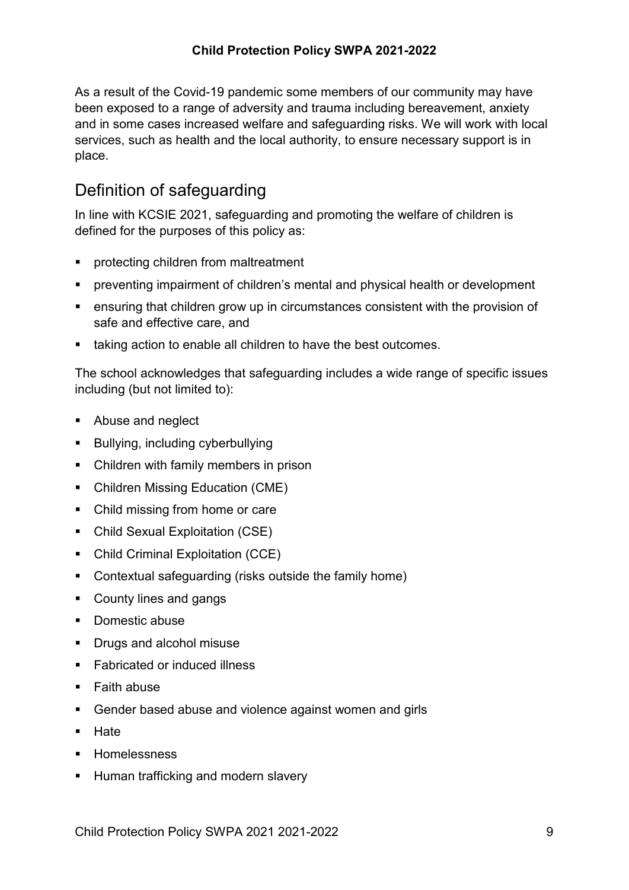As a result of the Covid-19 pandemic some members of our community may have been exposed to a range of adversity and trauma including bereavement, anxiety and in some cases increased welfare and safeguarding risks. We will work with local services, such as health and the local authority, to ensure necessary support is in place.

## Definition of safeguarding

In line with KCSIE 2021, safeguarding and promoting the welfare of children is defined for the purposes of this policy as:

- protecting children from maltreatment
- preventing impairment of children's mental and physical health or development
- ensuring that children grow up in circumstances consistent with the provision of safe and effective care, and
- taking action to enable all children to have the best outcomes.

The school acknowledges that safeguarding includes a wide range of specific issues including (but not limited to):

- Abuse and neglect
- Bullying, including cyberbullying
- Children with family members in prison
- Children Missing Education (CME)
- Child missing from home or care
- Child Sexual Exploitation (CSE)
- Child Criminal Exploitation (CCE)
- Contextual safeguarding (risks outside the family home)
- County lines and gangs
- Domestic abuse
- Drugs and alcohol misuse
- Fabricated or induced illness
- Faith abuse
- Gender based abuse and violence against women and girls
- Hate
- Homelessness
- Human trafficking and modern slavery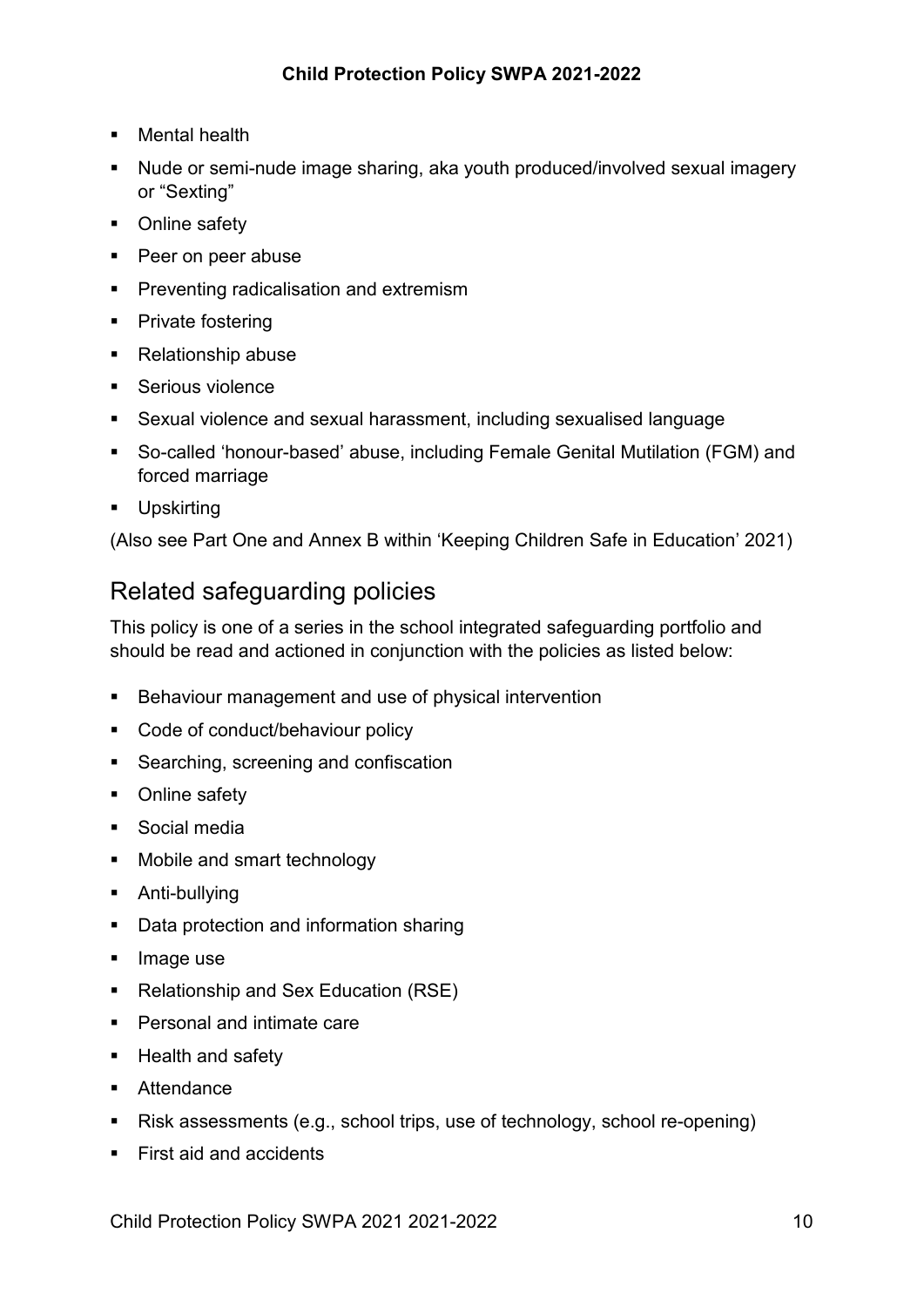- Mental health
- Nude or semi-nude image sharing, aka youth produced/involved sexual imagery or "Sexting"
- Online safety
- Peer on peer abuse
- Preventing radicalisation and extremism
- Private fostering
- Relationship abuse
- Serious violence
- Sexual violence and sexual harassment, including sexualised language
- So-called 'honour-based' abuse, including Female Genital Mutilation (FGM) and forced marriage
- Upskirting

(Also see Part One and Annex B within 'Keeping Children Safe in Education' 2021)

## Related safeguarding policies

This policy is one of a series in the school integrated safeguarding portfolio and should be read and actioned in conjunction with the policies as listed below:

- Behaviour management and use of physical intervention
- Code of conduct/behaviour policy
- Searching, screening and confiscation
- Online safety
- Social media
- Mobile and smart technology
- Anti-bullying
- Data protection and information sharing
- Image use
- Relationship and Sex Education (RSE)
- Personal and intimate care
- Health and safety
- Attendance
- Risk assessments (e.g., school trips, use of technology, school re-opening)
- First aid and accidents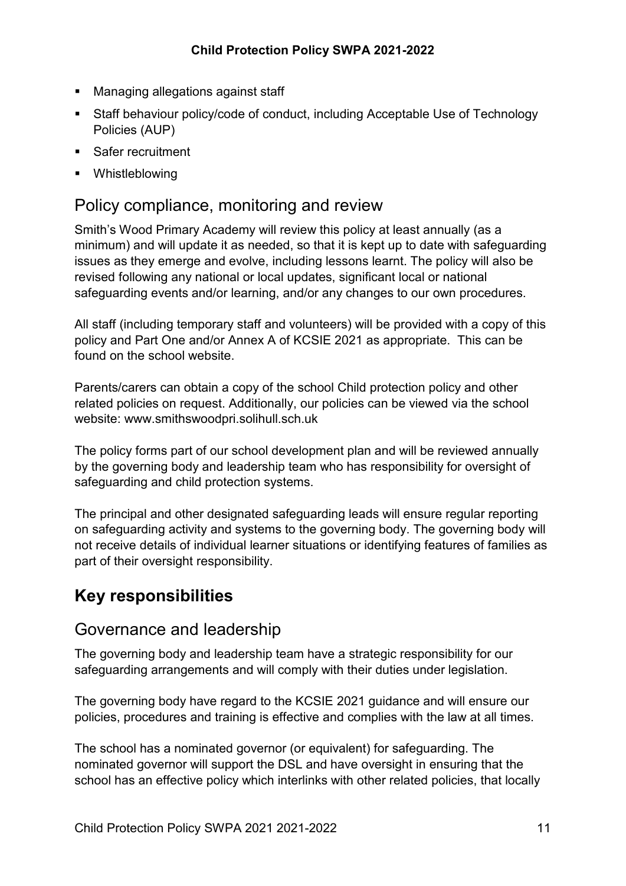- Managing allegations against staff
- Staff behaviour policy/code of conduct, including Acceptable Use of Technology Policies (AUP)
- Safer recruitment
- Whistleblowing

## Policy compliance, monitoring and review

Smith's Wood Primary Academy will review this policy at least annually (as a minimum) and will update it as needed, so that it is kept up to date with safeguarding issues as they emerge and evolve, including lessons learnt. The policy will also be revised following any national or local updates, significant local or national safeguarding events and/or learning, and/or any changes to our own procedures.

All staff (including temporary staff and volunteers) will be provided with a copy of this policy and Part One and/or Annex A of KCSIE 2021 as appropriate. This can be found on the school website.

Parents/carers can obtain a copy of the school Child protection policy and other related policies on request. Additionally, our policies can be viewed via the school website: www.smithswoodpri.solihull.sch.uk

The policy forms part of our school development plan and will be reviewed annually by the governing body and leadership team who has responsibility for oversight of safeguarding and child protection systems.

The principal and other designated safeguarding leads will ensure regular reporting on safeguarding activity and systems to the governing body. The governing body will not receive details of individual learner situations or identifying features of families as part of their oversight responsibility.

# Key responsibilities

## Governance and leadership

The governing body and leadership team have a strategic responsibility for our safeguarding arrangements and will comply with their duties under legislation.

The governing body have regard to the KCSIE 2021 guidance and will ensure our policies, procedures and training is effective and complies with the law at all times.

The school has a nominated governor (or equivalent) for safeguarding. The nominated governor will support the DSL and have oversight in ensuring that the school has an effective policy which interlinks with other related policies, that locally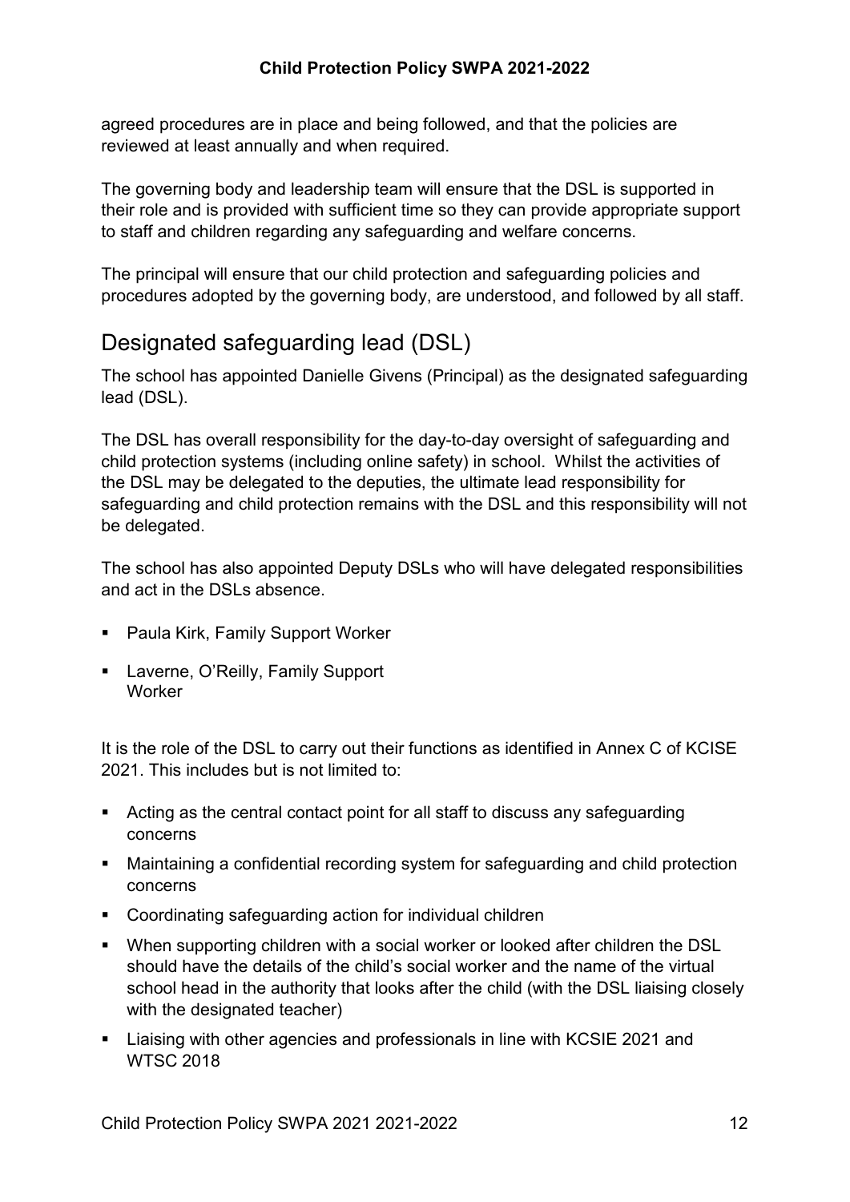agreed procedures are in place and being followed, and that the policies are reviewed at least annually and when required.

The governing body and leadership team will ensure that the DSL is supported in their role and is provided with sufficient time so they can provide appropriate support to staff and children regarding any safeguarding and welfare concerns.

The principal will ensure that our child protection and safeguarding policies and procedures adopted by the governing body, are understood, and followed by all staff.

## Designated safeguarding lead (DSL)

The school has appointed Danielle Givens (Principal) as the designated safeguarding lead (DSL).

The DSL has overall responsibility for the day-to-day oversight of safeguarding and child protection systems (including online safety) in school. Whilst the activities of the DSL may be delegated to the deputies, the ultimate lead responsibility for safeguarding and child protection remains with the DSL and this responsibility will not be delegated.

The school has also appointed Deputy DSLs who will have delegated responsibilities and act in the DSLs absence.

- Paula Kirk, Family Support Worker
- Laverne, O'Reilly, Family Support Worker

It is the role of the DSL to carry out their functions as identified in Annex C of KCISE 2021. This includes but is not limited to:

- Acting as the central contact point for all staff to discuss any safeguarding concerns
- Maintaining a confidential recording system for safeguarding and child protection concerns
- Coordinating safeguarding action for individual children
- When supporting children with a social worker or looked after children the DSL should have the details of the child's social worker and the name of the virtual school head in the authority that looks after the child (with the DSL liaising closely with the designated teacher)
- Liaising with other agencies and professionals in line with KCSIE 2021 and WTSC 2018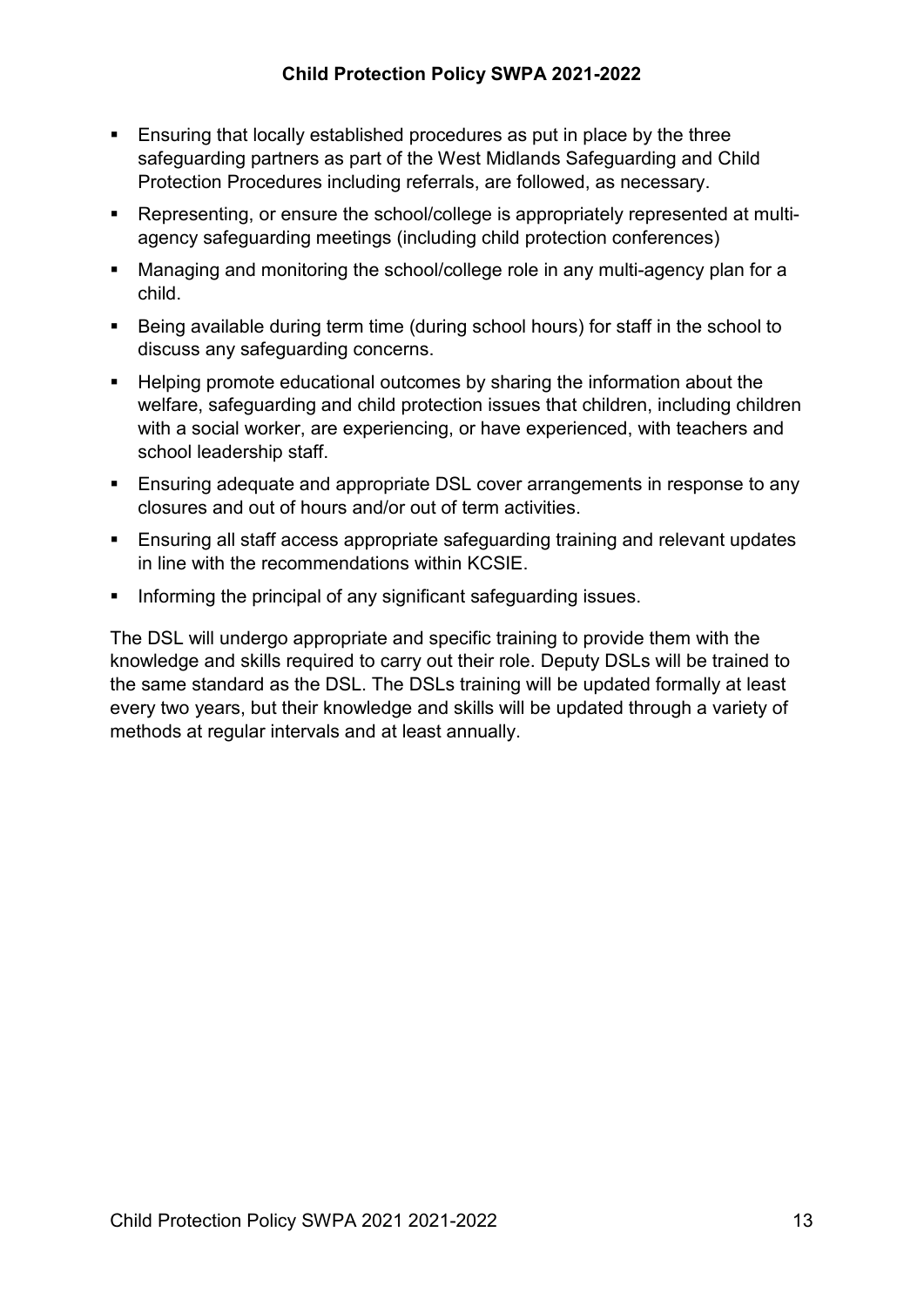- Ensuring that locally established procedures as put in place by the three safeguarding partners as part of the West Midlands Safeguarding and Child Protection Procedures including referrals, are followed, as necessary.
- Representing, or ensure the school/college is appropriately represented at multi-agency safeguarding meetings (including child protection conferences)
- Managing and monitoring the school/college role in any multi-agency plan for a child.
- Being available during term time (during school hours) for staff in the school to discuss any safeguarding concerns.
- Helping promote educational outcomes by sharing the information about the welfare, safeguarding and child protection issues that children, including children with a social worker, are experiencing, or have experienced, with teachers and school leadership staff.
- Ensuring adequate and appropriate DSL cover arrangements in response to any closures and out of hours and/or out of term activities.
- Ensuring all staff access appropriate safeguarding training and relevant updates in line with the recommendations within KCSIE.
- Informing the principal of any significant safeguarding issues.

The DSL will undergo appropriate and specific training to provide them with the knowledge and skills required to carry out their role. Deputy DSLs will be trained to the same standard as the DSL. The DSLs training will be updated formally at least every two years, but their knowledge and skills will be updated through a variety of methods at regular intervals and at least annually.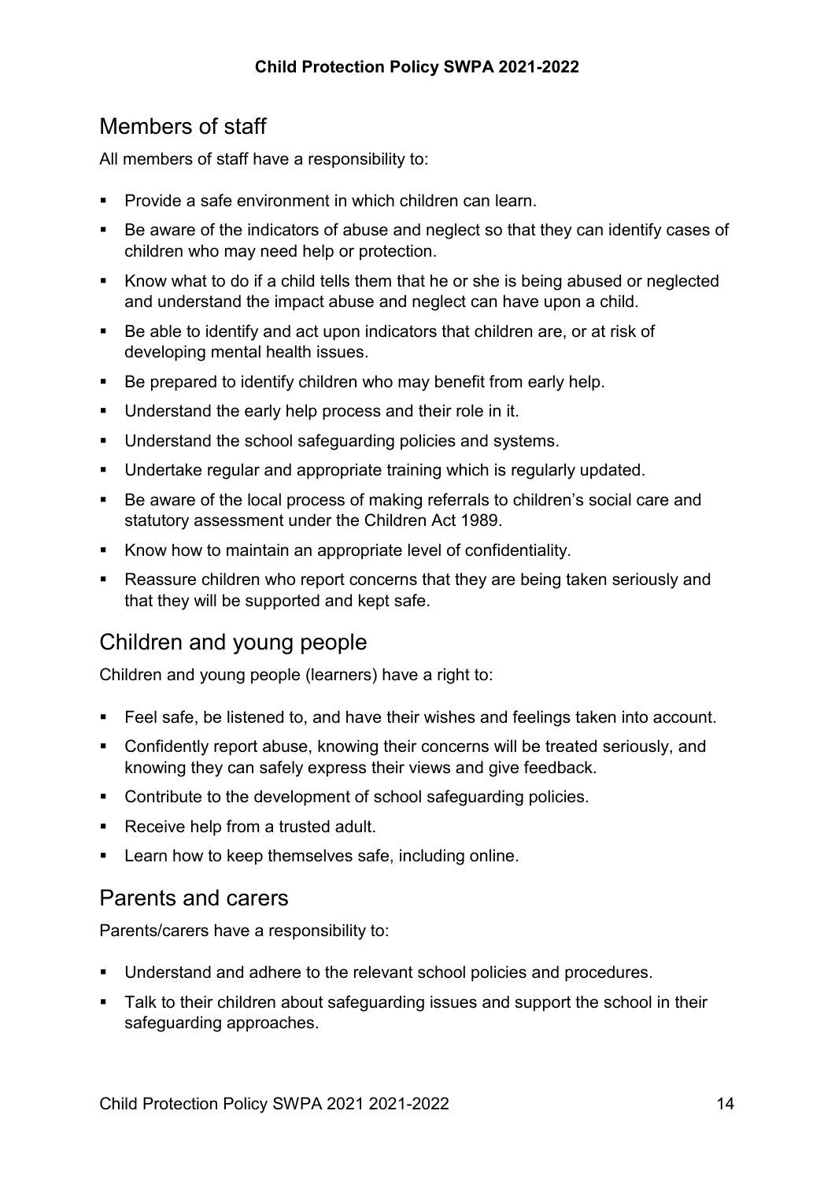## Members of staff

All members of staff have a responsibility to:

- Provide a safe environment in which children can learn.
- Be aware of the indicators of abuse and neglect so that they can identify cases of children who may need help or protection.
- Know what to do if a child tells them that he or she is being abused or neglected and understand the impact abuse and neglect can have upon a child.
- Be able to identify and act upon indicators that children are, or at risk of developing mental health issues.
- Be prepared to identify children who may benefit from early help.
- Understand the early help process and their role in it.
- Understand the school safeguarding policies and systems.
- Undertake regular and appropriate training which is regularly updated.
- Be aware of the local process of making referrals to children's social care and statutory assessment under the Children Act 1989.
- Know how to maintain an appropriate level of confidentiality.
- Reassure children who report concerns that they are being taken seriously and that they will be supported and kept safe.

## Children and young people

Children and young people (learners) have a right to:

- Feel safe, be listened to, and have their wishes and feelings taken into account.
- Confidently report abuse, knowing their concerns will be treated seriously, and knowing they can safely express their views and give feedback.
- Contribute to the development of school safeguarding policies.
- Receive help from a trusted adult.
- Learn how to keep themselves safe, including online.

## Parents and carers

Parents/carers have a responsibility to:

- Understand and adhere to the relevant school policies and procedures.
- Talk to their children about safeguarding issues and support the school in their safeguarding approaches.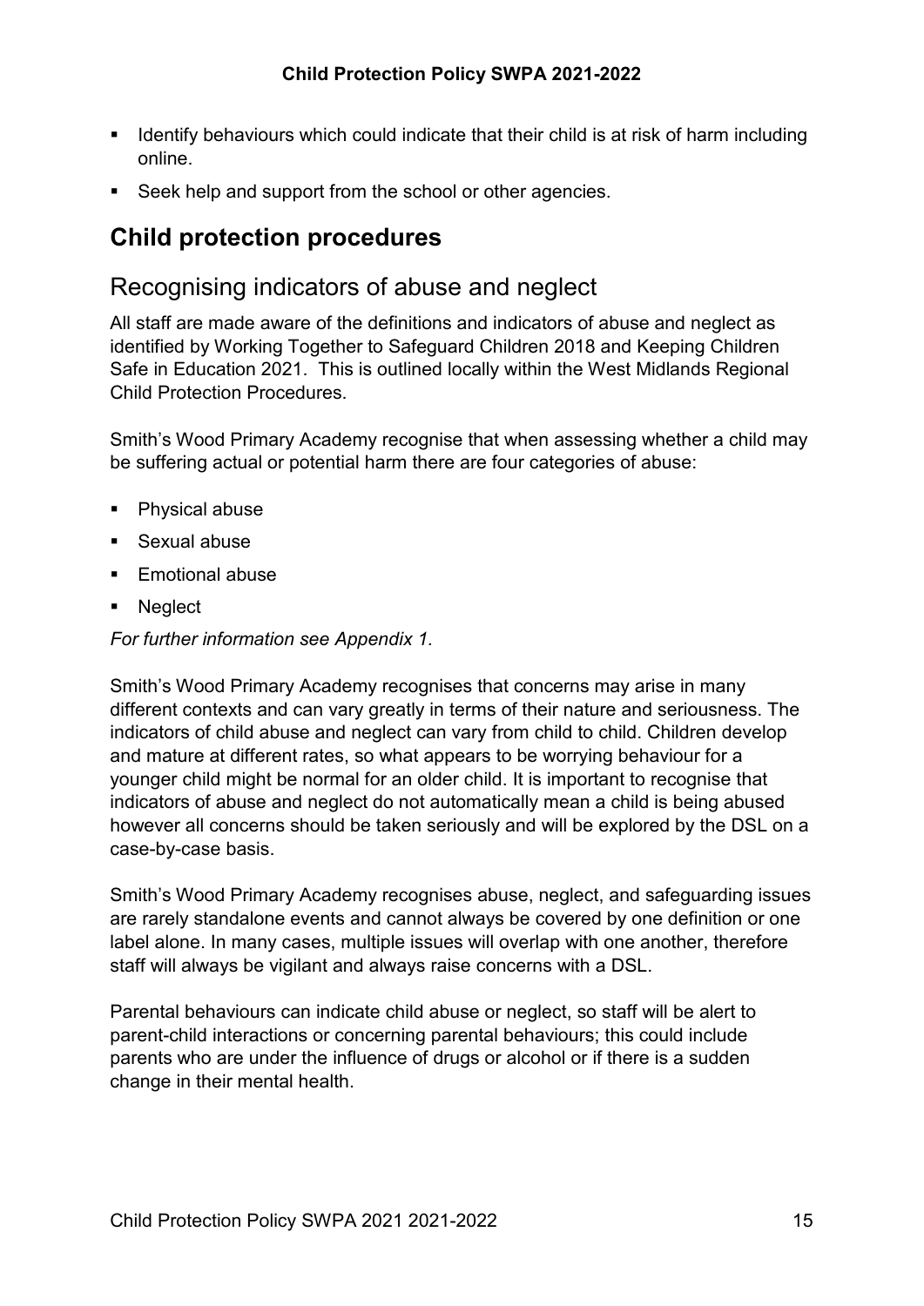- Identify behaviours which could indicate that their child is at risk of harm including online.
- Seek help and support from the school or other agencies.

# Child protection procedures

## Recognising indicators of abuse and neglect

All staff are made aware of the definitions and indicators of abuse and neglect as identified by Working Together to Safeguard Children 2018 and Keeping Children Safe in Education 2021. This is outlined locally within the West Midlands Regional Child Protection Procedures.

Smith's Wood Primary Academy recognise that when assessing whether a child may be suffering actual or potential harm there are four categories of abuse:

- Physical abuse
- Sexual abuse
- Emotional abuse
- Neglect

*For further information see Appendix 1.*

Smith's Wood Primary Academy recognises that concerns may arise in many different contexts and can vary greatly in terms of their nature and seriousness. The indicators of child abuse and neglect can vary from child to child. Children develop and mature at different rates, so what appears to be worrying behaviour for a younger child might be normal for an older child. It is important to recognise that indicators of abuse and neglect do not automatically mean a child is being abused however all concerns should be taken seriously and will be explored by the DSL on a case-by-case basis.

Smith's Wood Primary Academy recognises abuse, neglect, and safeguarding issues are rarely standalone events and cannot always be covered by one definition or one label alone. In many cases, multiple issues will overlap with one another, therefore staff will always be vigilant and always raise concerns with a DSL.

Parental behaviours can indicate child abuse or neglect, so staff will be alert to parent-child interactions or concerning parental behaviours; this could include parents who are under the influence of drugs or alcohol or if there is a sudden change in their mental health.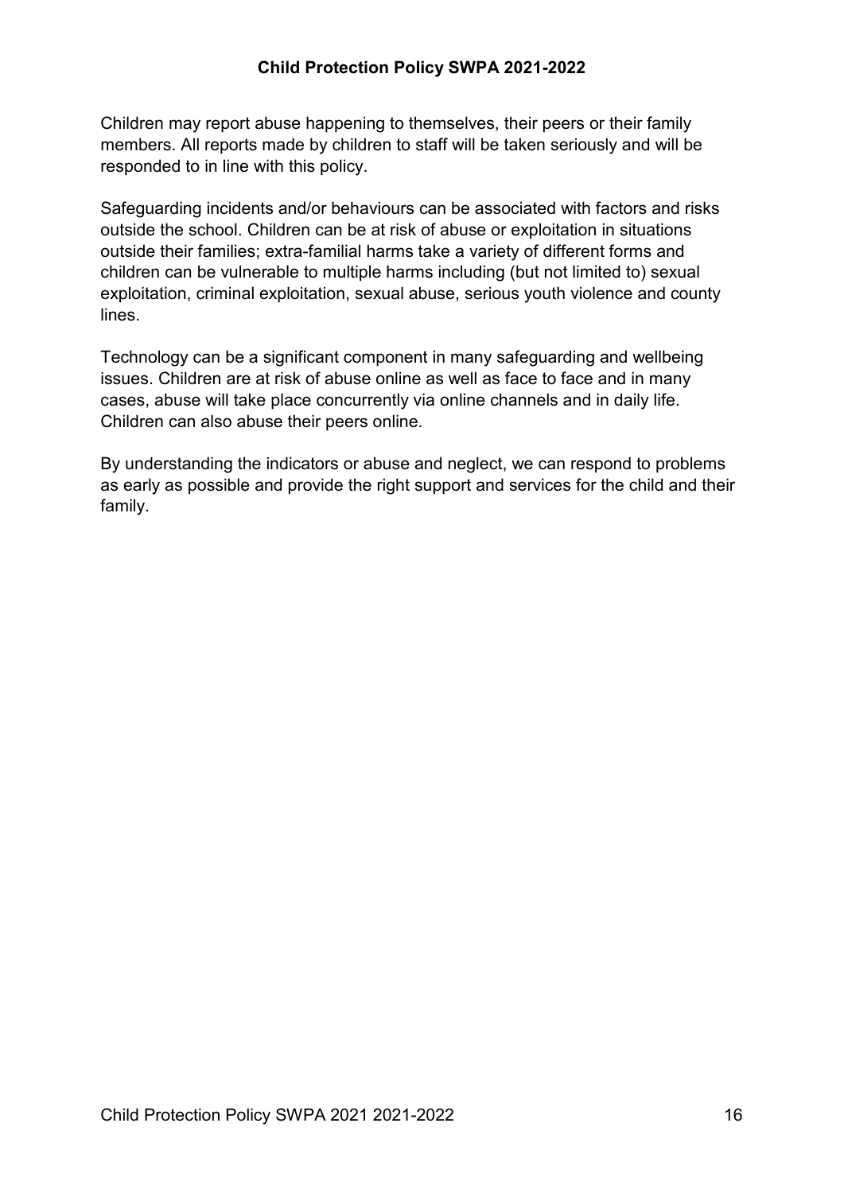Children may report abuse happening to themselves, their peers or their family members. All reports made by children to staff will be taken seriously and will be responded to in line with this policy.

Safeguarding incidents and/or behaviours can be associated with factors and risks outside the school. Children can be at risk of abuse or exploitation in situations outside their families; extra-familial harms take a variety of different forms and children can be vulnerable to multiple harms including (but not limited to) sexual exploitation, criminal exploitation, sexual abuse, serious youth violence and county lines.

Technology can be a significant component in many safeguarding and wellbeing issues. Children are at risk of abuse online as well as face to face and in many cases, abuse will take place concurrently via online channels and in daily life. Children can also abuse their peers online.

By understanding the indicators or abuse and neglect, we can respond to problems as early as possible and provide the right support and services for the child and their family.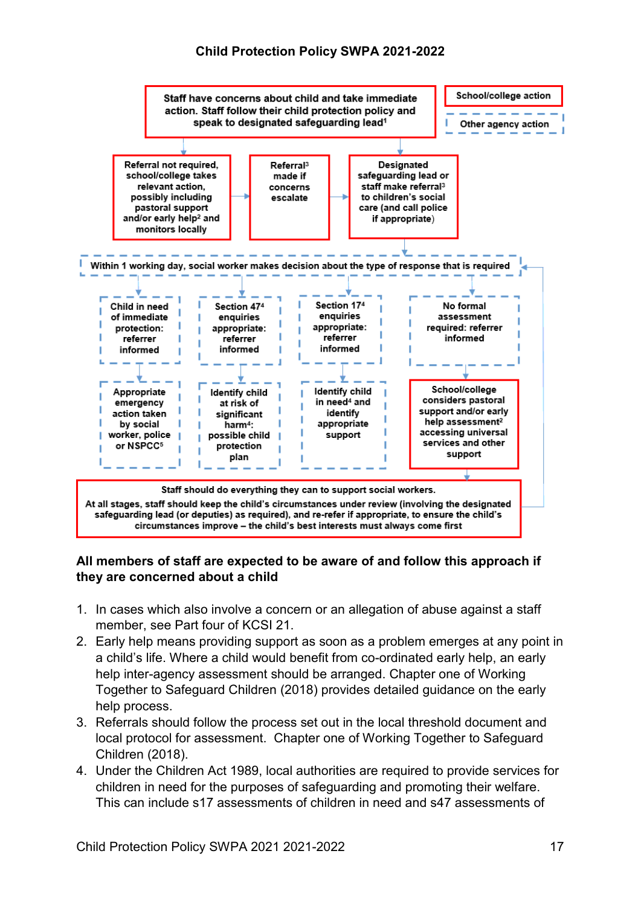Staff have concerns about child and take immediate action. Staff follow their child protection policy and speak to designated safeguarding lead[1]

School/college action

Other agency action

Referral not required, school/college takes relevant action, possibly including pastoral support and/or early help[2] and monitors locally

Referral[3] made if concerns escalate

Designated safeguarding lead or staff make referral[3] to children's social care (and call police if appropriate)

Within 1 working day, social worker makes decision about the type of response that is required

Child in need of immediate protection: referrer informed

Section 47[4] enquiries appropriate: referrer informed

Section 17[4] enquiries appropriate: referrer informed

No formal assessment required: referrer informed

Appropriate emergency action taken by social worker, police or NSPCC[5]

Identify child at risk of significant harm[4]: possible child protection plan

Identify child in need[4] and identify appropriate support

School/college considers pastoral support and/or early help assessment[2] accessing universal services and other support

Staff should do everything they can to support social workers.

At all stages, staff should keep the child's circumstances under review (involving the designated safeguarding lead (or deputies) as required), and re-refer if appropriate, to ensure the child's circumstances improve – the child's best interests must always come first

**All members of staff are expected to be aware of and follow this approach if they are concerned about a child**

1. In cases which also involve a concern or an allegation of abuse against a staff member, see Part four of KCSI 21.
2. Early help means providing support as soon as a problem emerges at any point in a child's life. Where a child would benefit from co-ordinated early help, an early help inter-agency assessment should be arranged. Chapter one of Working Together to Safeguard Children (2018) provides detailed guidance on the early help process.
3. Referrals should follow the process set out in the local threshold document and local protocol for assessment. Chapter one of Working Together to Safeguard Children (2018).
4. Under the Children Act 1989, local authorities are required to provide services for children in need for the purposes of safeguarding and promoting their welfare. This can include s17 assessments of children in need and s47 assessments of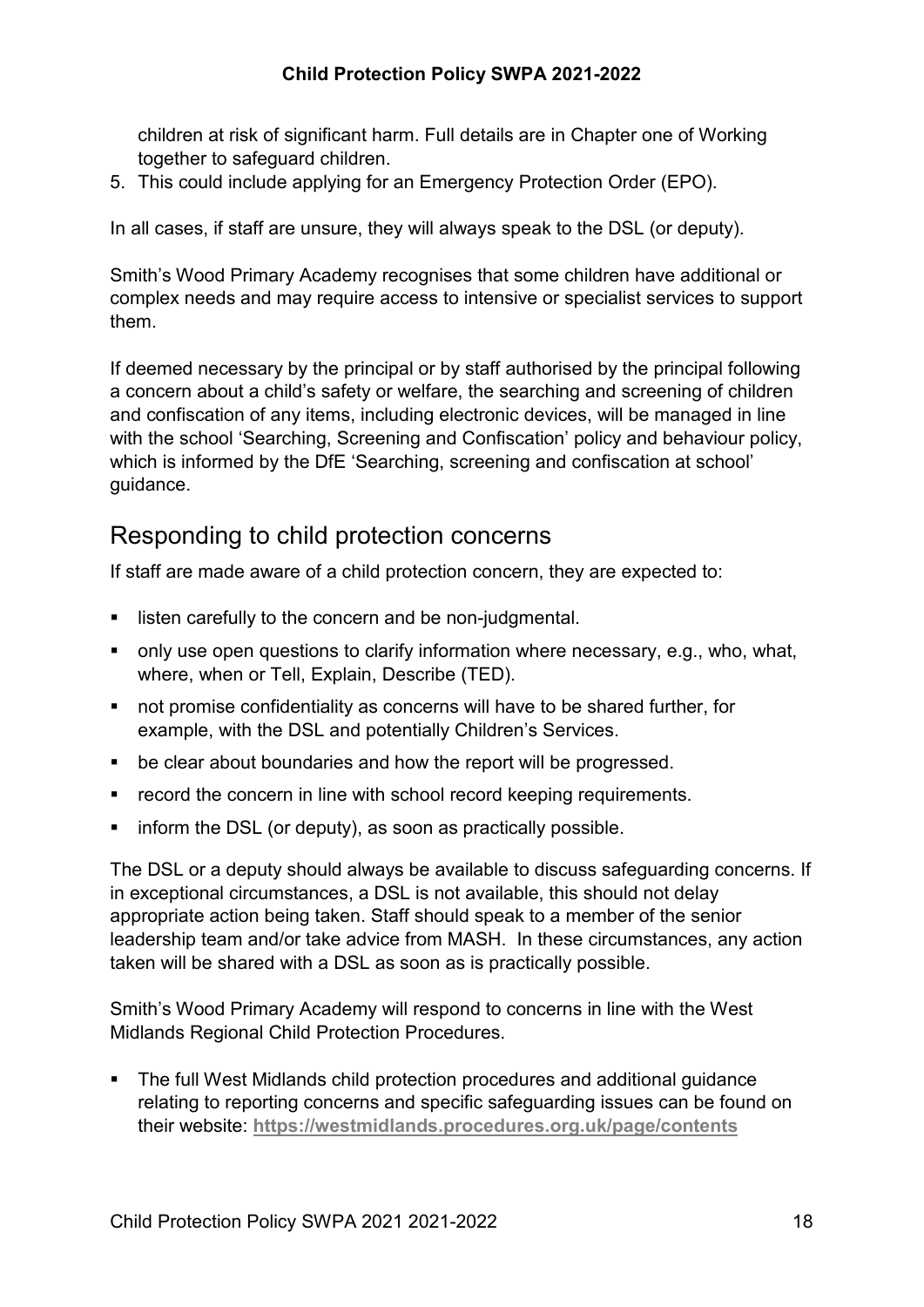children at risk of significant harm. Full details are in Chapter one of Working together to safeguard children.

5. This could include applying for an Emergency Protection Order (EPO).

In all cases, if staff are unsure, they will always speak to the DSL (or deputy).

Smith's Wood Primary Academy recognises that some children have additional or complex needs and may require access to intensive or specialist services to support them.

If deemed necessary by the principal or by staff authorised by the principal following a concern about a child's safety or welfare, the searching and screening of children and confiscation of any items, including electronic devices, will be managed in line with the school 'Searching, Screening and Confiscation' policy and behaviour policy, which is informed by the DfE 'Searching, screening and confiscation at school' guidance.

## Responding to child protection concerns

If staff are made aware of a child protection concern, they are expected to:

- listen carefully to the concern and be non-judgmental.
- only use open questions to clarify information where necessary, e.g., who, what, where, when or Tell, Explain, Describe (TED).
- not promise confidentiality as concerns will have to be shared further, for example, with the DSL and potentially Children's Services.
- be clear about boundaries and how the report will be progressed.
- record the concern in line with school record keeping requirements.
- inform the DSL (or deputy), as soon as practically possible.

The DSL or a deputy should always be available to discuss safeguarding concerns. If in exceptional circumstances, a DSL is not available, this should not delay appropriate action being taken. Staff should speak to a member of the senior leadership team and/or take advice from MASH. In these circumstances, any action taken will be shared with a DSL as soon as is practically possible.

Smith's Wood Primary Academy will respond to concerns in line with the West Midlands Regional Child Protection Procedures.

- The full West Midlands child protection procedures and additional guidance relating to reporting concerns and specific safeguarding issues can be found on their website: **https://westmidlands.procedures.org.uk/page/contents**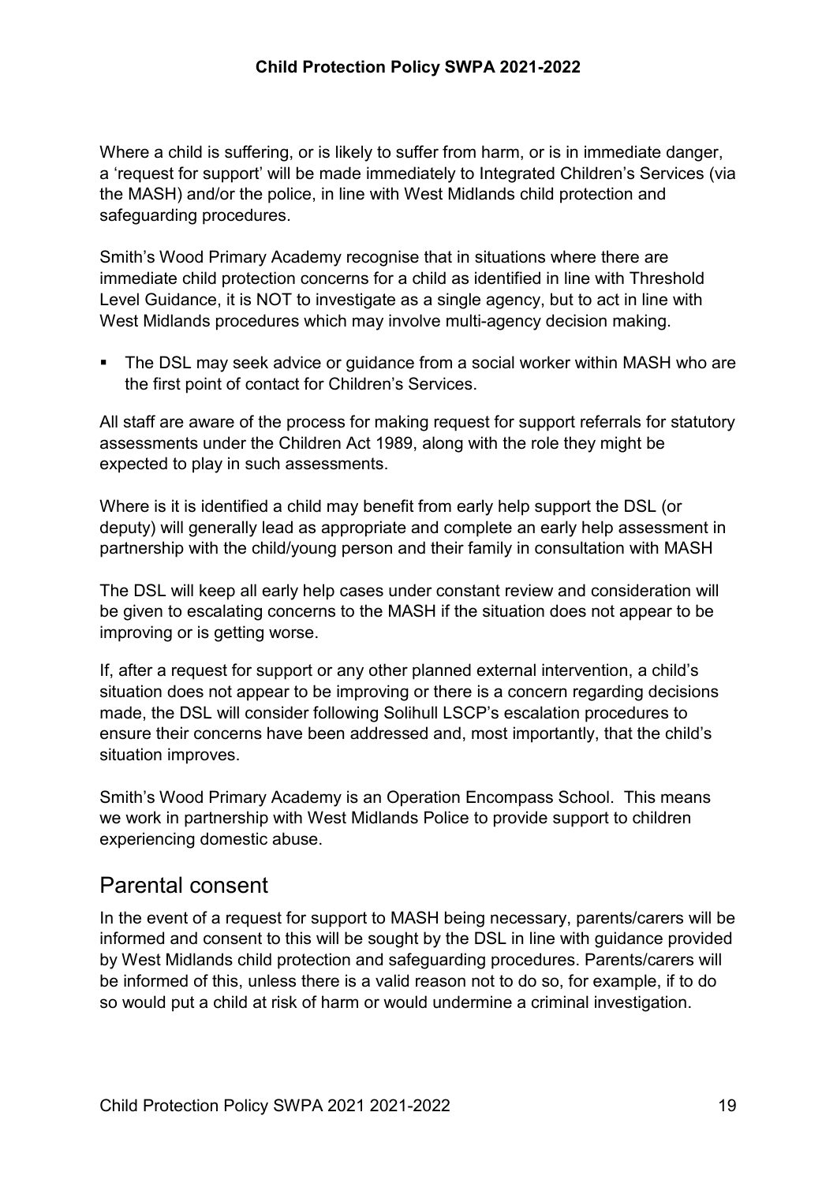Where a child is suffering, or is likely to suffer from harm, or is in immediate danger, a 'request for support' will be made immediately to Integrated Children's Services (via the MASH) and/or the police, in line with West Midlands child protection and safeguarding procedures.

Smith's Wood Primary Academy recognise that in situations where there are immediate child protection concerns for a child as identified in line with Threshold Level Guidance, it is NOT to investigate as a single agency, but to act in line with West Midlands procedures which may involve multi-agency decision making.

- The DSL may seek advice or guidance from a social worker within MASH who are the first point of contact for Children's Services.

All staff are aware of the process for making request for support referrals for statutory assessments under the Children Act 1989, along with the role they might be expected to play in such assessments.

Where is it is identified a child may benefit from early help support the DSL (or deputy) will generally lead as appropriate and complete an early help assessment in partnership with the child/young person and their family in consultation with MASH

The DSL will keep all early help cases under constant review and consideration will be given to escalating concerns to the MASH if the situation does not appear to be improving or is getting worse.

If, after a request for support or any other planned external intervention, a child's situation does not appear to be improving or there is a concern regarding decisions made, the DSL will consider following Solihull LSCP's escalation procedures to ensure their concerns have been addressed and, most importantly, that the child's situation improves.

Smith's Wood Primary Academy is an Operation Encompass School. This means we work in partnership with West Midlands Police to provide support to children experiencing domestic abuse.

## Parental consent

In the event of a request for support to MASH being necessary, parents/carers will be informed and consent to this will be sought by the DSL in line with guidance provided by West Midlands child protection and safeguarding procedures. Parents/carers will be informed of this, unless there is a valid reason not to do so, for example, if to do so would put a child at risk of harm or would undermine a criminal investigation.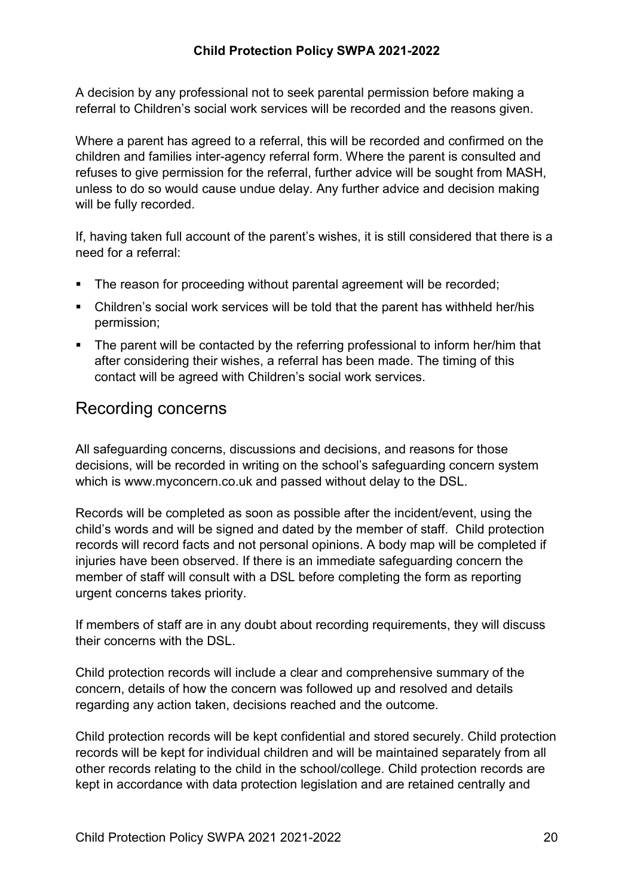A decision by any professional not to seek parental permission before making a referral to Children's social work services will be recorded and the reasons given.

Where a parent has agreed to a referral, this will be recorded and confirmed on the children and families inter-agency referral form. Where the parent is consulted and refuses to give permission for the referral, further advice will be sought from MASH, unless to do so would cause undue delay. Any further advice and decision making will be fully recorded.

If, having taken full account of the parent's wishes, it is still considered that there is a need for a referral:

- The reason for proceeding without parental agreement will be recorded;
- Children's social work services will be told that the parent has withheld her/his permission;
- The parent will be contacted by the referring professional to inform her/him that after considering their wishes, a referral has been made. The timing of this contact will be agreed with Children's social work services.

## Recording concerns

All safeguarding concerns, discussions and decisions, and reasons for those decisions, will be recorded in writing on the school's safeguarding concern system which is www.myconcern.co.uk and passed without delay to the DSL.

Records will be completed as soon as possible after the incident/event, using the child's words and will be signed and dated by the member of staff. Child protection records will record facts and not personal opinions. A body map will be completed if injuries have been observed. If there is an immediate safeguarding concern the member of staff will consult with a DSL before completing the form as reporting urgent concerns takes priority.

If members of staff are in any doubt about recording requirements, they will discuss their concerns with the DSL.

Child protection records will include a clear and comprehensive summary of the concern, details of how the concern was followed up and resolved and details regarding any action taken, decisions reached and the outcome.

Child protection records will be kept confidential and stored securely. Child protection records will be kept for individual children and will be maintained separately from all other records relating to the child in the school/college. Child protection records are kept in accordance with data protection legislation and are retained centrally and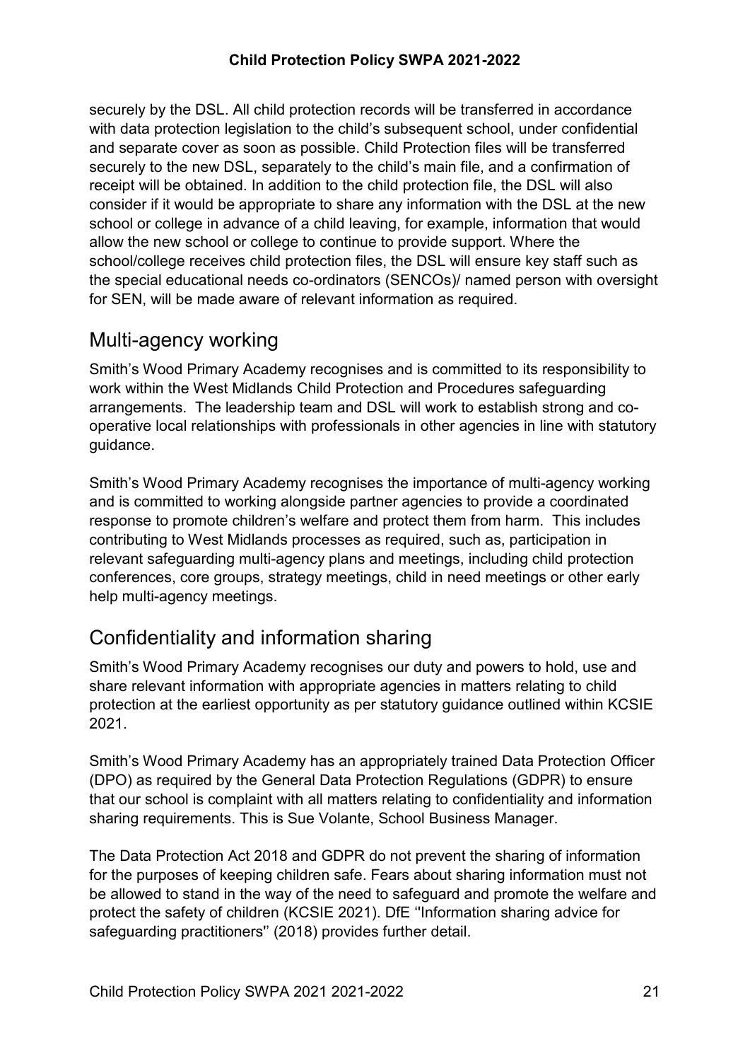securely by the DSL. All child protection records will be transferred in accordance with data protection legislation to the child's subsequent school, under confidential and separate cover as soon as possible. Child Protection files will be transferred securely to the new DSL, separately to the child's main file, and a confirmation of receipt will be obtained. In addition to the child protection file, the DSL will also consider if it would be appropriate to share any information with the DSL at the new school or college in advance of a child leaving, for example, information that would allow the new school or college to continue to provide support. Where the school/college receives child protection files, the DSL will ensure key staff such as the special educational needs co-ordinators (SENCOs)/ named person with oversight for SEN, will be made aware of relevant information as required.

## Multi-agency working

Smith's Wood Primary Academy recognises and is committed to its responsibility to work within the West Midlands Child Protection and Procedures safeguarding arrangements. The leadership team and DSL will work to establish strong and co-operative local relationships with professionals in other agencies in line with statutory guidance.

Smith's Wood Primary Academy recognises the importance of multi-agency working and is committed to working alongside partner agencies to provide a coordinated response to promote children's welfare and protect them from harm. This includes contributing to West Midlands processes as required, such as, participation in relevant safeguarding multi-agency plans and meetings, including child protection conferences, core groups, strategy meetings, child in need meetings or other early help multi-agency meetings.

## Confidentiality and information sharing

Smith's Wood Primary Academy recognises our duty and powers to hold, use and share relevant information with appropriate agencies in matters relating to child protection at the earliest opportunity as per statutory guidance outlined within KCSIE 2021.

Smith's Wood Primary Academy has an appropriately trained Data Protection Officer (DPO) as required by the General Data Protection Regulations (GDPR) to ensure that our school is complaint with all matters relating to confidentiality and information sharing requirements. This is Sue Volante, School Business Manager.

The Data Protection Act 2018 and GDPR do not prevent the sharing of information for the purposes of keeping children safe. Fears about sharing information must not be allowed to stand in the way of the need to safeguard and promote the welfare and protect the safety of children (KCSIE 2021). DfE ''Information sharing advice for safeguarding practitioners'' (2018) provides further detail.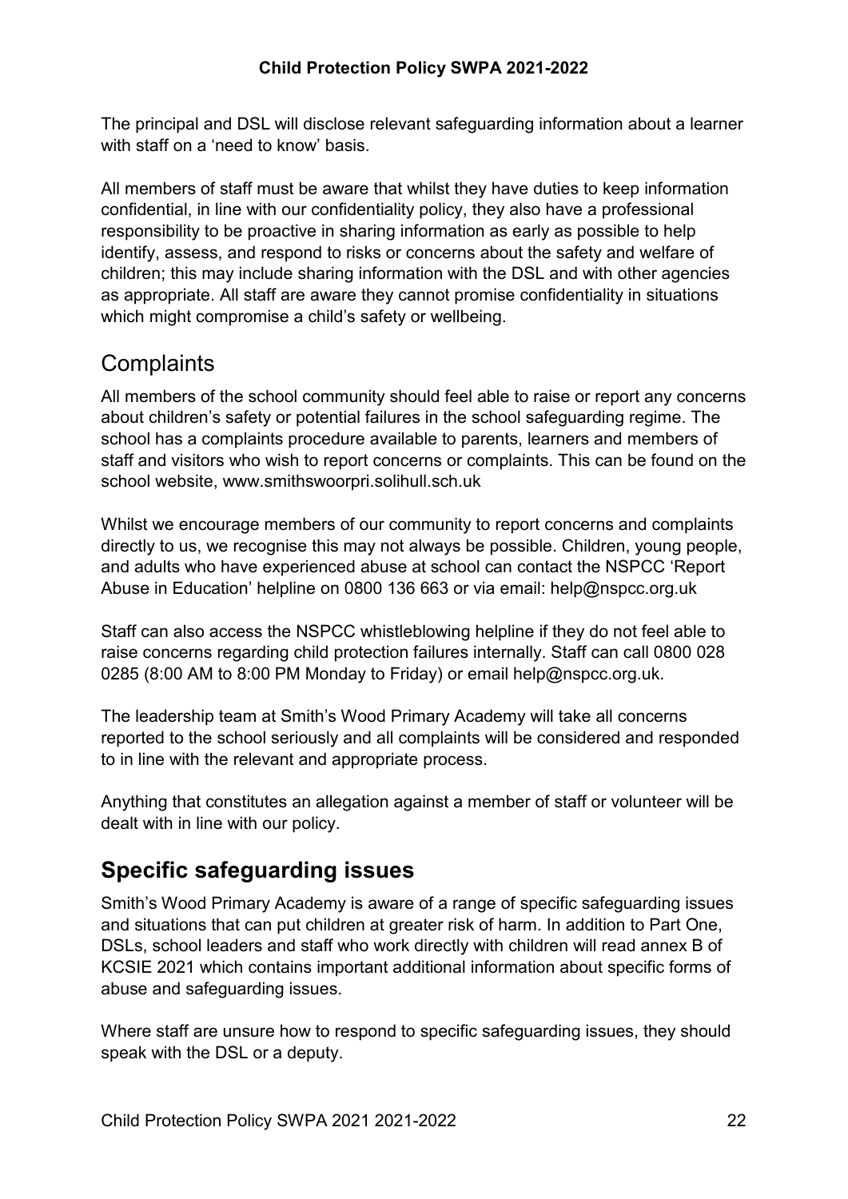The principal and DSL will disclose relevant safeguarding information about a learner with staff on a 'need to know' basis.

All members of staff must be aware that whilst they have duties to keep information confidential, in line with our confidentiality policy, they also have a professional responsibility to be proactive in sharing information as early as possible to help identify, assess, and respond to risks or concerns about the safety and welfare of children; this may include sharing information with the DSL and with other agencies as appropriate. All staff are aware they cannot promise confidentiality in situations which might compromise a child's safety or wellbeing.

## Complaints

All members of the school community should feel able to raise or report any concerns about children's safety or potential failures in the school safeguarding regime. The school has a complaints procedure available to parents, learners and members of staff and visitors who wish to report concerns or complaints. This can be found on the school website, www.smithswoorpri.solihull.sch.uk

Whilst we encourage members of our community to report concerns and complaints directly to us, we recognise this may not always be possible. Children, young people, and adults who have experienced abuse at school can contact the NSPCC 'Report Abuse in Education' helpline on 0800 136 663 or via email: help@nspcc.org.uk

Staff can also access the NSPCC whistleblowing helpline if they do not feel able to raise concerns regarding child protection failures internally. Staff can call 0800 028 0285 (8:00 AM to 8:00 PM Monday to Friday) or email help@nspcc.org.uk.

The leadership team at Smith's Wood Primary Academy will take all concerns reported to the school seriously and all complaints will be considered and responded to in line with the relevant and appropriate process.

Anything that constitutes an allegation against a member of staff or volunteer will be dealt with in line with our policy.

## Specific safeguarding issues

Smith's Wood Primary Academy is aware of a range of specific safeguarding issues and situations that can put children at greater risk of harm. In addition to Part One, DSLs, school leaders and staff who work directly with children will read annex B of KCSIE 2021 which contains important additional information about specific forms of abuse and safeguarding issues.

Where staff are unsure how to respond to specific safeguarding issues, they should speak with the DSL or a deputy.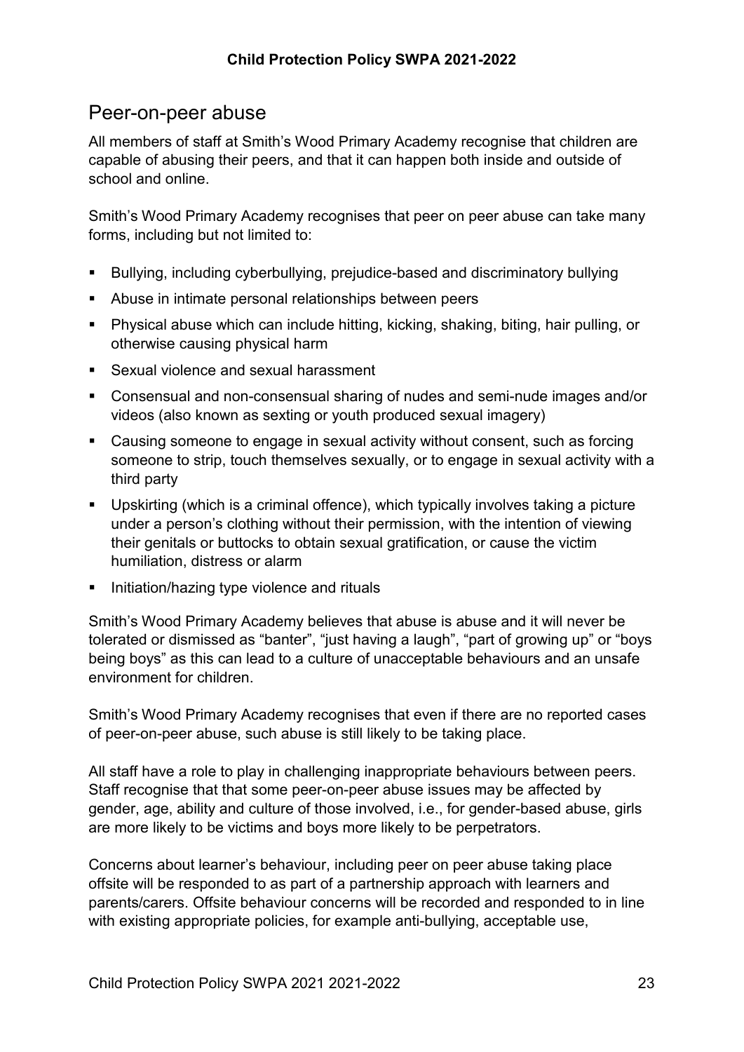## Peer-on-peer abuse

All members of staff at Smith's Wood Primary Academy recognise that children are capable of abusing their peers, and that it can happen both inside and outside of school and online.

Smith's Wood Primary Academy recognises that peer on peer abuse can take many forms, including but not limited to:

- Bullying, including cyberbullying, prejudice-based and discriminatory bullying
- Abuse in intimate personal relationships between peers
- Physical abuse which can include hitting, kicking, shaking, biting, hair pulling, or otherwise causing physical harm
- Sexual violence and sexual harassment
- Consensual and non-consensual sharing of nudes and semi-nude images and/or videos (also known as sexting or youth produced sexual imagery)
- Causing someone to engage in sexual activity without consent, such as forcing someone to strip, touch themselves sexually, or to engage in sexual activity with a third party
- Upskirting (which is a criminal offence), which typically involves taking a picture under a person's clothing without their permission, with the intention of viewing their genitals or buttocks to obtain sexual gratification, or cause the victim humiliation, distress or alarm
- Initiation/hazing type violence and rituals

Smith's Wood Primary Academy believes that abuse is abuse and it will never be tolerated or dismissed as "banter", "just having a laugh", "part of growing up" or "boys being boys" as this can lead to a culture of unacceptable behaviours and an unsafe environment for children.

Smith's Wood Primary Academy recognises that even if there are no reported cases of peer-on-peer abuse, such abuse is still likely to be taking place.

All staff have a role to play in challenging inappropriate behaviours between peers. Staff recognise that that some peer-on-peer abuse issues may be affected by gender, age, ability and culture of those involved, i.e., for gender-based abuse, girls are more likely to be victims and boys more likely to be perpetrators.

Concerns about learner's behaviour, including peer on peer abuse taking place offsite will be responded to as part of a partnership approach with learners and parents/carers. Offsite behaviour concerns will be recorded and responded to in line with existing appropriate policies, for example anti-bullying, acceptable use,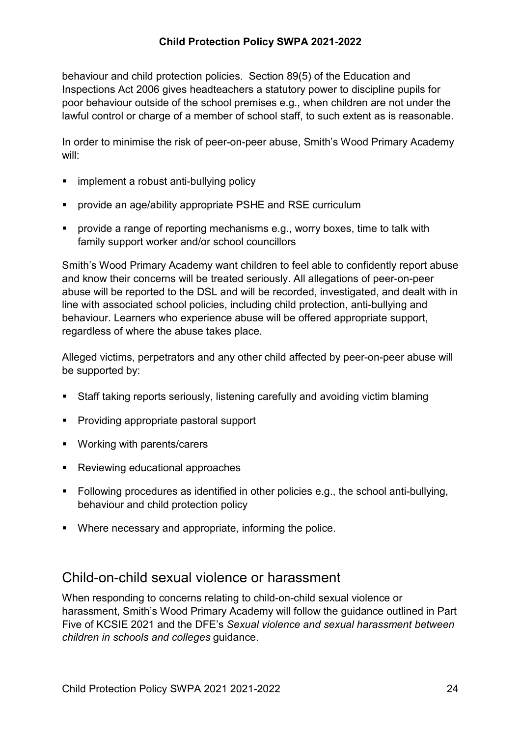behaviour and child protection policies. Section 89(5) of the Education and Inspections Act 2006 gives headteachers a statutory power to discipline pupils for poor behaviour outside of the school premises e.g., when children are not under the lawful control or charge of a member of school staff, to such extent as is reasonable.

In order to minimise the risk of peer-on-peer abuse, Smith's Wood Primary Academy will:

- implement a robust anti-bullying policy
- provide an age/ability appropriate PSHE and RSE curriculum
- provide a range of reporting mechanisms e.g., worry boxes, time to talk with family support worker and/or school councillors

Smith's Wood Primary Academy want children to feel able to confidently report abuse and know their concerns will be treated seriously. All allegations of peer-on-peer abuse will be reported to the DSL and will be recorded, investigated, and dealt with in line with associated school policies, including child protection, anti-bullying and behaviour. Learners who experience abuse will be offered appropriate support, regardless of where the abuse takes place.

Alleged victims, perpetrators and any other child affected by peer-on-peer abuse will be supported by:

- Staff taking reports seriously, listening carefully and avoiding victim blaming
- Providing appropriate pastoral support
- Working with parents/carers
- Reviewing educational approaches
- Following procedures as identified in other policies e.g., the school anti-bullying, behaviour and child protection policy
- Where necessary and appropriate, informing the police.

## Child-on-child sexual violence or harassment

When responding to concerns relating to child-on-child sexual violence or harassment, Smith's Wood Primary Academy will follow the guidance outlined in Part Five of KCSIE 2021 and the DFE's *Sexual violence and sexual harassment between children in schools and colleges* guidance.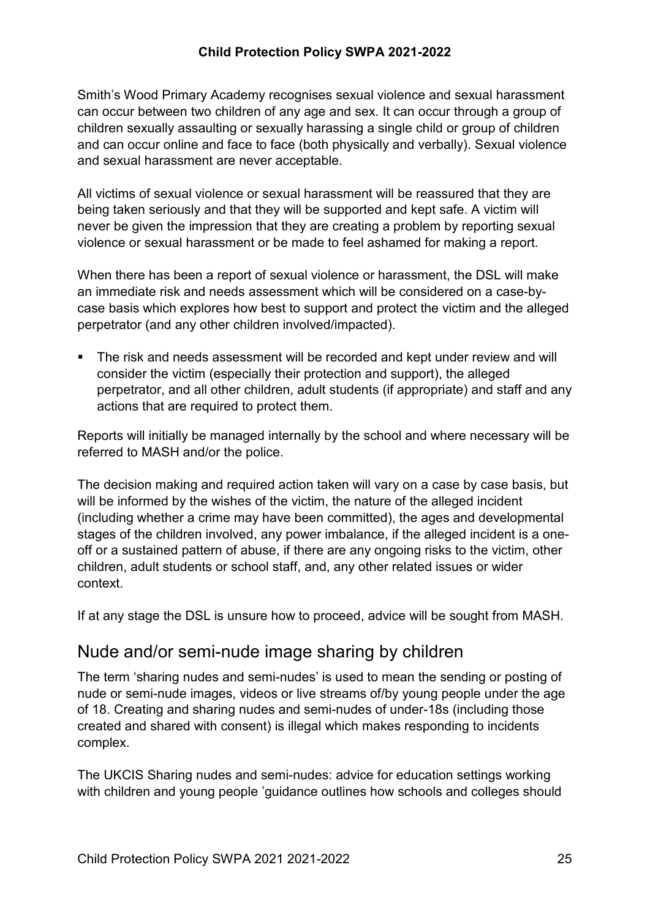Smith's Wood Primary Academy recognises sexual violence and sexual harassment can occur between two children of any age and sex. It can occur through a group of children sexually assaulting or sexually harassing a single child or group of children and can occur online and face to face (both physically and verbally). Sexual violence and sexual harassment are never acceptable.

All victims of sexual violence or sexual harassment will be reassured that they are being taken seriously and that they will be supported and kept safe. A victim will never be given the impression that they are creating a problem by reporting sexual violence or sexual harassment or be made to feel ashamed for making a report.

When there has been a report of sexual violence or harassment, the DSL will make an immediate risk and needs assessment which will be considered on a case-by-case basis which explores how best to support and protect the victim and the alleged perpetrator (and any other children involved/impacted).

- The risk and needs assessment will be recorded and kept under review and will consider the victim (especially their protection and support), the alleged perpetrator, and all other children, adult students (if appropriate) and staff and any actions that are required to protect them.

Reports will initially be managed internally by the school and where necessary will be referred to MASH and/or the police.

The decision making and required action taken will vary on a case by case basis, but will be informed by the wishes of the victim, the nature of the alleged incident (including whether a crime may have been committed), the ages and developmental stages of the children involved, any power imbalance, if the alleged incident is a one-off or a sustained pattern of abuse, if there are any ongoing risks to the victim, other children, adult students or school staff, and, any other related issues or wider context.

If at any stage the DSL is unsure how to proceed, advice will be sought from MASH.

## Nude and/or semi-nude image sharing by children

The term 'sharing nudes and semi-nudes' is used to mean the sending or posting of nude or semi-nude images, videos or live streams of/by young people under the age of 18. Creating and sharing nudes and semi-nudes of under-18s (including those created and shared with consent) is illegal which makes responding to incidents complex.

The UKCIS Sharing nudes and semi-nudes: advice for education settings working with children and young people 'guidance outlines how schools and colleges should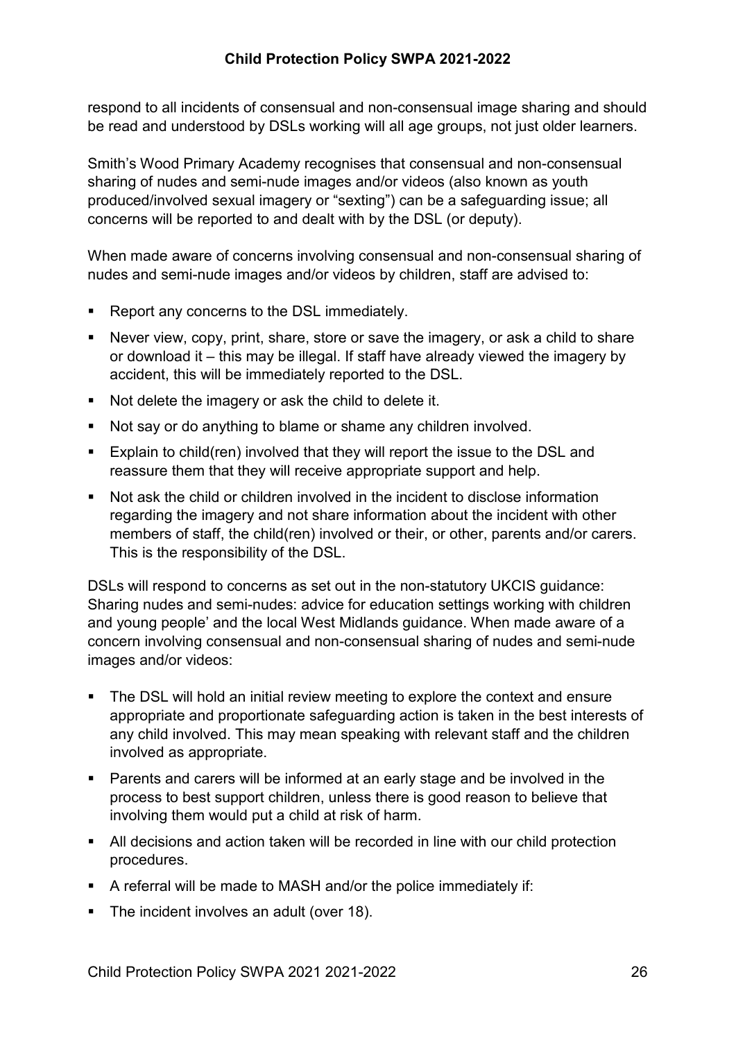respond to all incidents of consensual and non-consensual image sharing and should be read and understood by DSLs working will all age groups, not just older learners.

Smith's Wood Primary Academy recognises that consensual and non-consensual sharing of nudes and semi-nude images and/or videos (also known as youth produced/involved sexual imagery or "sexting") can be a safeguarding issue; all concerns will be reported to and dealt with by the DSL (or deputy).

When made aware of concerns involving consensual and non-consensual sharing of nudes and semi-nude images and/or videos by children, staff are advised to:

- Report any concerns to the DSL immediately.
- Never view, copy, print, share, store or save the imagery, or ask a child to share or download it – this may be illegal. If staff have already viewed the imagery by accident, this will be immediately reported to the DSL.
- Not delete the imagery or ask the child to delete it.
- Not say or do anything to blame or shame any children involved.
- Explain to child(ren) involved that they will report the issue to the DSL and reassure them that they will receive appropriate support and help.
- Not ask the child or children involved in the incident to disclose information regarding the imagery and not share information about the incident with other members of staff, the child(ren) involved or their, or other, parents and/or carers. This is the responsibility of the DSL.

DSLs will respond to concerns as set out in the non-statutory UKCIS guidance: Sharing nudes and semi-nudes: advice for education settings working with children and young people' and the local West Midlands guidance. When made aware of a concern involving consensual and non-consensual sharing of nudes and semi-nude images and/or videos:

- The DSL will hold an initial review meeting to explore the context and ensure appropriate and proportionate safeguarding action is taken in the best interests of any child involved. This may mean speaking with relevant staff and the children involved as appropriate.
- Parents and carers will be informed at an early stage and be involved in the process to best support children, unless there is good reason to believe that involving them would put a child at risk of harm.
- All decisions and action taken will be recorded in line with our child protection procedures.
- A referral will be made to MASH and/or the police immediately if:
- The incident involves an adult (over 18).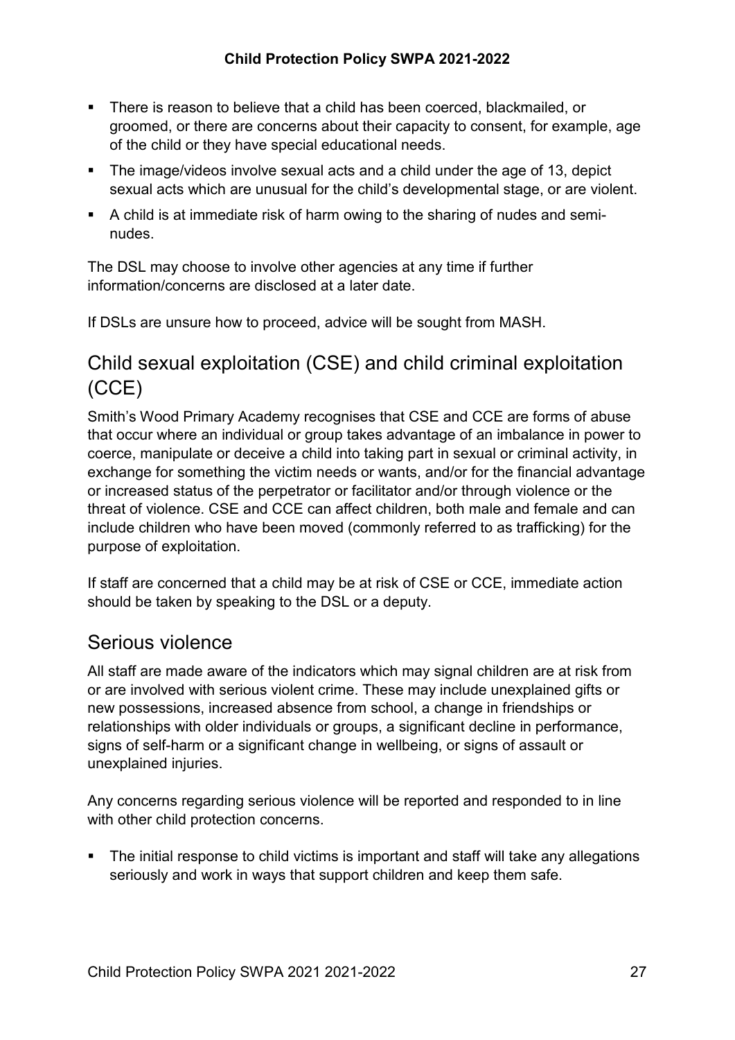- There is reason to believe that a child has been coerced, blackmailed, or groomed, or there are concerns about their capacity to consent, for example, age of the child or they have special educational needs.
- The image/videos involve sexual acts and a child under the age of 13, depict sexual acts which are unusual for the child's developmental stage, or are violent.
- A child is at immediate risk of harm owing to the sharing of nudes and semi-nudes.

The DSL may choose to involve other agencies at any time if further information/concerns are disclosed at a later date.

If DSLs are unsure how to proceed, advice will be sought from MASH.

## Child sexual exploitation (CSE) and child criminal exploitation (CCE)

Smith's Wood Primary Academy recognises that CSE and CCE are forms of abuse that occur where an individual or group takes advantage of an imbalance in power to coerce, manipulate or deceive a child into taking part in sexual or criminal activity, in exchange for something the victim needs or wants, and/or for the financial advantage or increased status of the perpetrator or facilitator and/or through violence or the threat of violence. CSE and CCE can affect children, both male and female and can include children who have been moved (commonly referred to as trafficking) for the purpose of exploitation.

If staff are concerned that a child may be at risk of CSE or CCE, immediate action should be taken by speaking to the DSL or a deputy.

## Serious violence

All staff are made aware of the indicators which may signal children are at risk from or are involved with serious violent crime. These may include unexplained gifts or new possessions, increased absence from school, a change in friendships or relationships with older individuals or groups, a significant decline in performance, signs of self-harm or a significant change in wellbeing, or signs of assault or unexplained injuries.

Any concerns regarding serious violence will be reported and responded to in line with other child protection concerns.

- The initial response to child victims is important and staff will take any allegations seriously and work in ways that support children and keep them safe.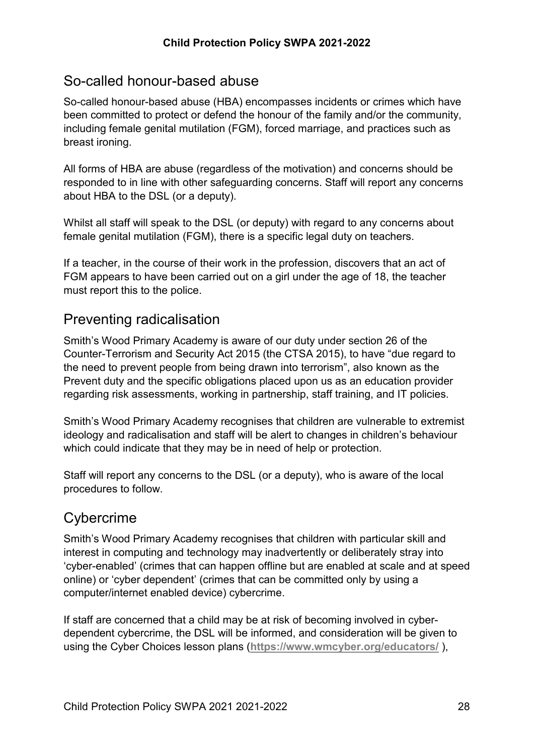## So-called honour-based abuse

So-called honour-based abuse (HBA) encompasses incidents or crimes which have been committed to protect or defend the honour of the family and/or the community, including female genital mutilation (FGM), forced marriage, and practices such as breast ironing.

All forms of HBA are abuse (regardless of the motivation) and concerns should be responded to in line with other safeguarding concerns. Staff will report any concerns about HBA to the DSL (or a deputy).

Whilst all staff will speak to the DSL (or deputy) with regard to any concerns about female genital mutilation (FGM), there is a specific legal duty on teachers.

If a teacher, in the course of their work in the profession, discovers that an act of FGM appears to have been carried out on a girl under the age of 18, the teacher must report this to the police.

## Preventing radicalisation

Smith's Wood Primary Academy is aware of our duty under section 26 of the Counter-Terrorism and Security Act 2015 (the CTSA 2015), to have "due regard to the need to prevent people from being drawn into terrorism", also known as the Prevent duty and the specific obligations placed upon us as an education provider regarding risk assessments, working in partnership, staff training, and IT policies.

Smith's Wood Primary Academy recognises that children are vulnerable to extremist ideology and radicalisation and staff will be alert to changes in children's behaviour which could indicate that they may be in need of help or protection.

Staff will report any concerns to the DSL (or a deputy), who is aware of the local procedures to follow.

## Cybercrime

Smith's Wood Primary Academy recognises that children with particular skill and interest in computing and technology may inadvertently or deliberately stray into 'cyber-enabled' (crimes that can happen offline but are enabled at scale and at speed online) or 'cyber dependent' (crimes that can be committed only by using a computer/internet enabled device) cybercrime.

If staff are concerned that a child may be at risk of becoming involved in cyber-dependent cybercrime, the DSL will be informed, and consideration will be given to using the Cyber Choices lesson plans (**https://www.wmcyber.org/educators/** ),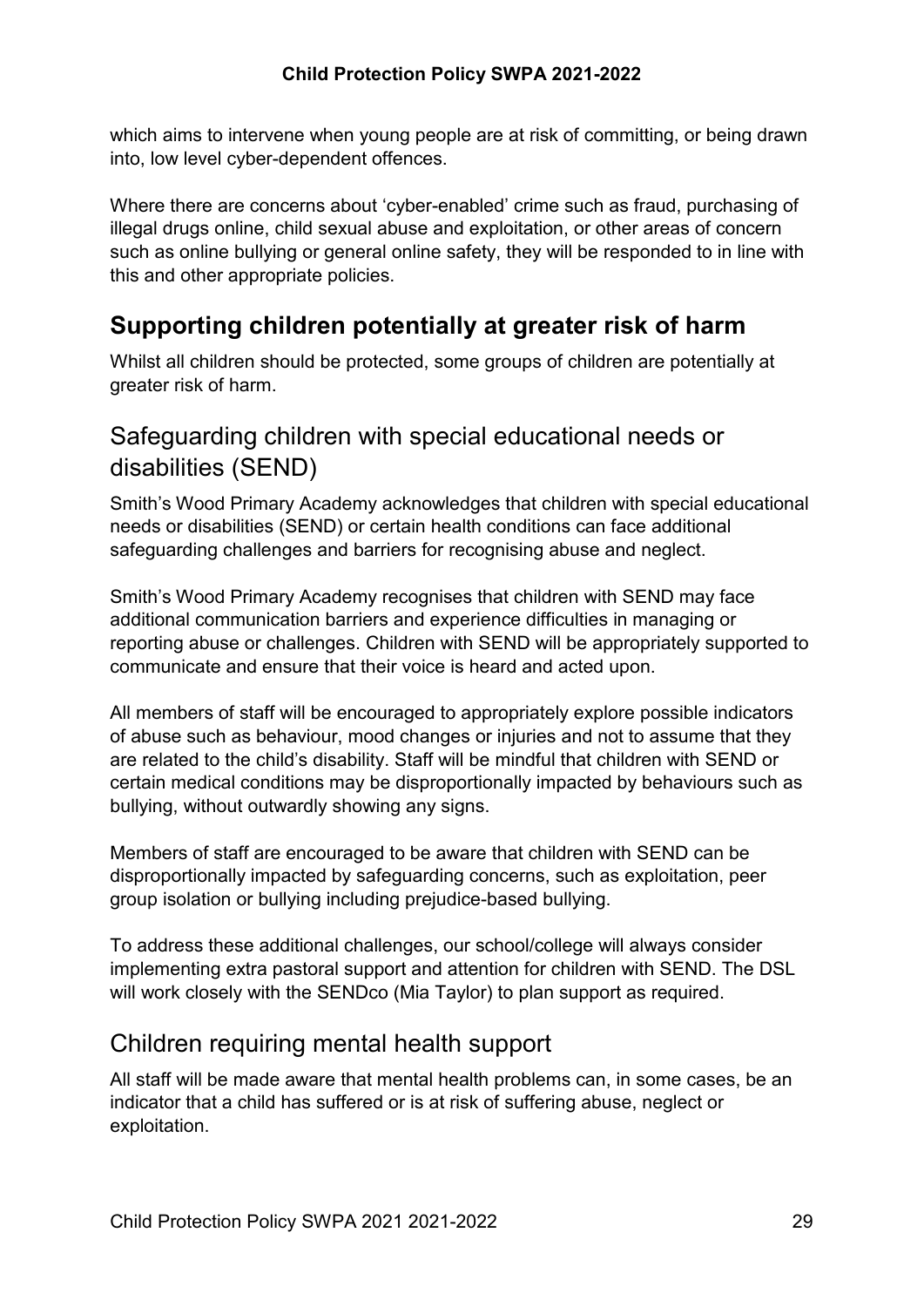which aims to intervene when young people are at risk of committing, or being drawn into, low level cyber-dependent offences.

Where there are concerns about 'cyber-enabled' crime such as fraud, purchasing of illegal drugs online, child sexual abuse and exploitation, or other areas of concern such as online bullying or general online safety, they will be responded to in line with this and other appropriate policies.

## Supporting children potentially at greater risk of harm

Whilst all children should be protected, some groups of children are potentially at greater risk of harm.

### Safeguarding children with special educational needs or disabilities (SEND)

Smith's Wood Primary Academy acknowledges that children with special educational needs or disabilities (SEND) or certain health conditions can face additional safeguarding challenges and barriers for recognising abuse and neglect.

Smith's Wood Primary Academy recognises that children with SEND may face additional communication barriers and experience difficulties in managing or reporting abuse or challenges. Children with SEND will be appropriately supported to communicate and ensure that their voice is heard and acted upon.

All members of staff will be encouraged to appropriately explore possible indicators of abuse such as behaviour, mood changes or injuries and not to assume that they are related to the child's disability. Staff will be mindful that children with SEND or certain medical conditions may be disproportionally impacted by behaviours such as bullying, without outwardly showing any signs.

Members of staff are encouraged to be aware that children with SEND can be disproportionally impacted by safeguarding concerns, such as exploitation, peer group isolation or bullying including prejudice-based bullying.

To address these additional challenges, our school/college will always consider implementing extra pastoral support and attention for children with SEND. The DSL will work closely with the SENDco (Mia Taylor) to plan support as required.

### Children requiring mental health support

All staff will be made aware that mental health problems can, in some cases, be an indicator that a child has suffered or is at risk of suffering abuse, neglect or exploitation.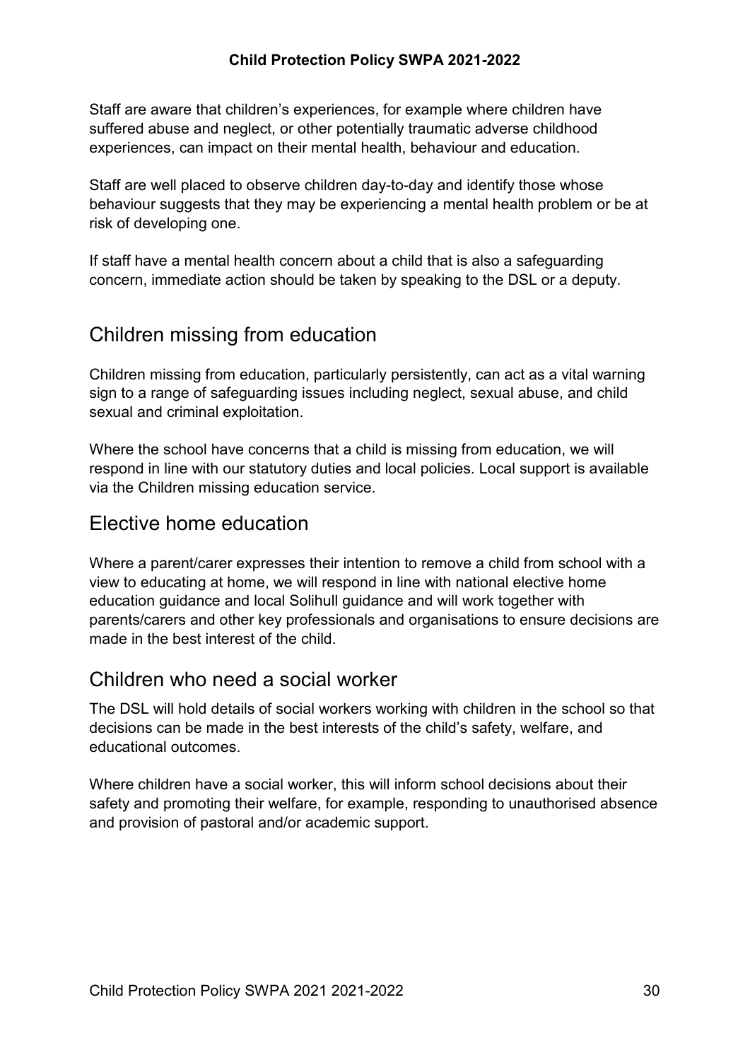Staff are aware that children's experiences, for example where children have suffered abuse and neglect, or other potentially traumatic adverse childhood experiences, can impact on their mental health, behaviour and education.

Staff are well placed to observe children day-to-day and identify those whose behaviour suggests that they may be experiencing a mental health problem or be at risk of developing one.

If staff have a mental health concern about a child that is also a safeguarding concern, immediate action should be taken by speaking to the DSL or a deputy.

## Children missing from education

Children missing from education, particularly persistently, can act as a vital warning sign to a range of safeguarding issues including neglect, sexual abuse, and child sexual and criminal exploitation.

Where the school have concerns that a child is missing from education, we will respond in line with our statutory duties and local policies. Local support is available via the Children missing education service.

## Elective home education

Where a parent/carer expresses their intention to remove a child from school with a view to educating at home, we will respond in line with national elective home education guidance and local Solihull guidance and will work together with parents/carers and other key professionals and organisations to ensure decisions are made in the best interest of the child.

## Children who need a social worker

The DSL will hold details of social workers working with children in the school so that decisions can be made in the best interests of the child's safety, welfare, and educational outcomes.

Where children have a social worker, this will inform school decisions about their safety and promoting their welfare, for example, responding to unauthorised absence and provision of pastoral and/or academic support.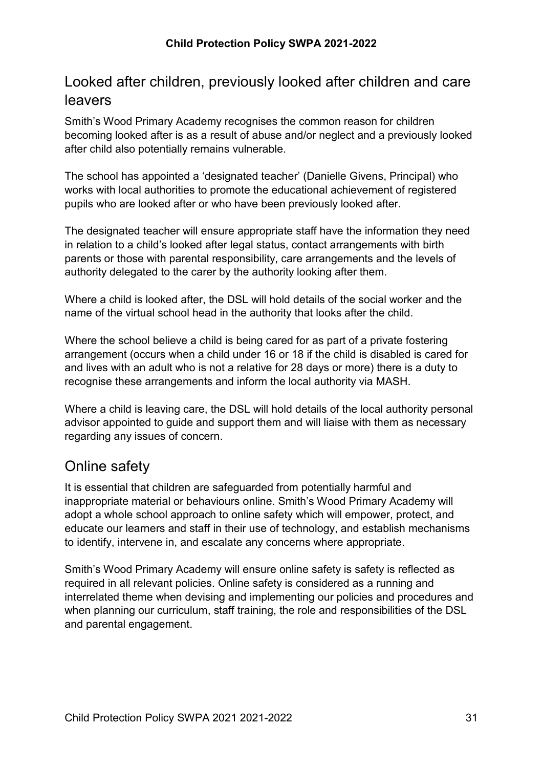## Looked after children, previously looked after children and care leavers

Smith's Wood Primary Academy recognises the common reason for children becoming looked after is as a result of abuse and/or neglect and a previously looked after child also potentially remains vulnerable.

The school has appointed a 'designated teacher' (Danielle Givens, Principal) who works with local authorities to promote the educational achievement of registered pupils who are looked after or who have been previously looked after.

The designated teacher will ensure appropriate staff have the information they need in relation to a child's looked after legal status, contact arrangements with birth parents or those with parental responsibility, care arrangements and the levels of authority delegated to the carer by the authority looking after them.

Where a child is looked after, the DSL will hold details of the social worker and the name of the virtual school head in the authority that looks after the child.

Where the school believe a child is being cared for as part of a private fostering arrangement (occurs when a child under 16 or 18 if the child is disabled is cared for and lives with an adult who is not a relative for 28 days or more) there is a duty to recognise these arrangements and inform the local authority via MASH.

Where a child is leaving care, the DSL will hold details of the local authority personal advisor appointed to guide and support them and will liaise with them as necessary regarding any issues of concern.

## Online safety

It is essential that children are safeguarded from potentially harmful and inappropriate material or behaviours online. Smith's Wood Primary Academy will adopt a whole school approach to online safety which will empower, protect, and educate our learners and staff in their use of technology, and establish mechanisms to identify, intervene in, and escalate any concerns where appropriate.

Smith's Wood Primary Academy will ensure online safety is safety is reflected as required in all relevant policies. Online safety is considered as a running and interrelated theme when devising and implementing our policies and procedures and when planning our curriculum, staff training, the role and responsibilities of the DSL and parental engagement.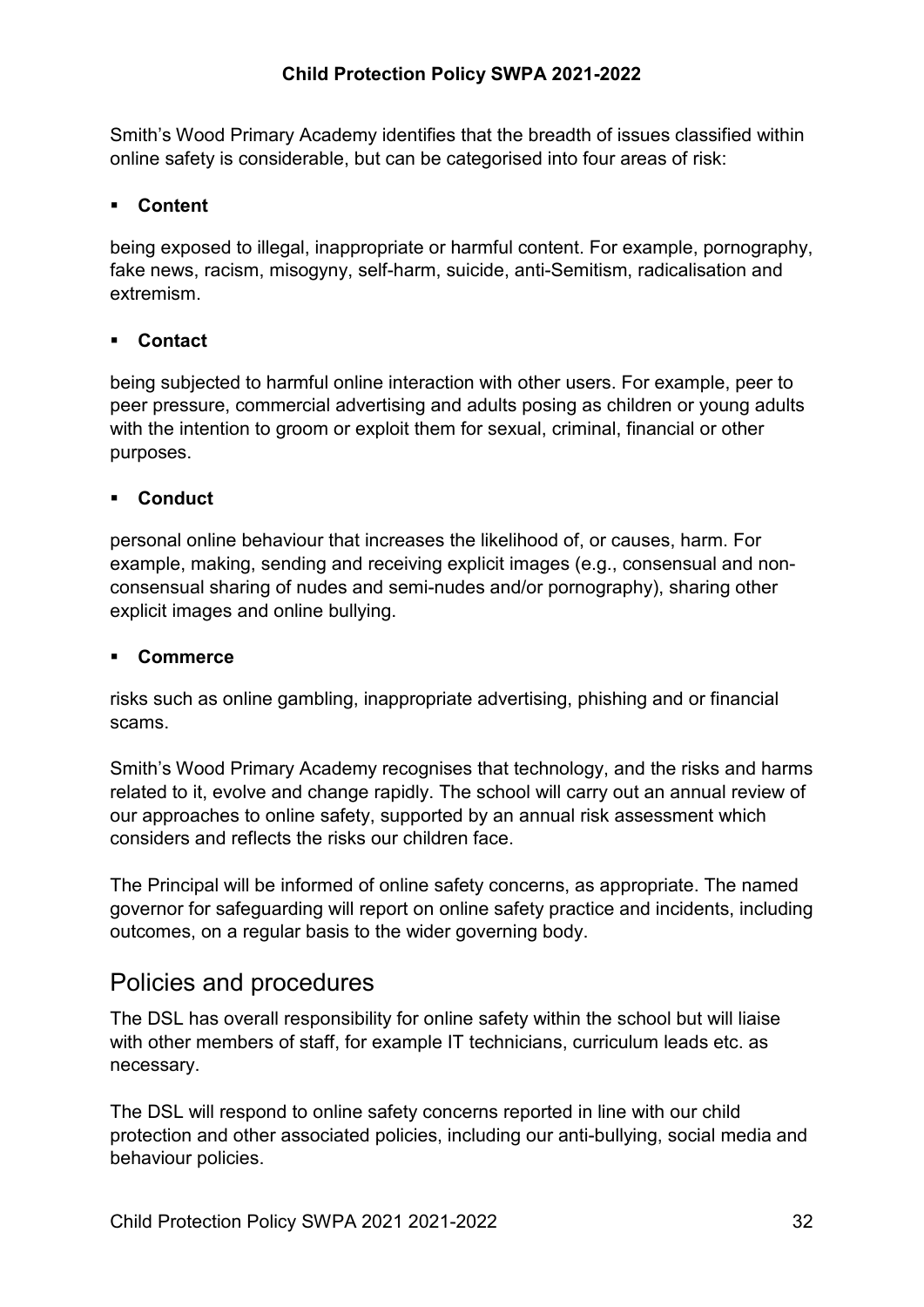Smith's Wood Primary Academy identifies that the breadth of issues classified within online safety is considerable, but can be categorised into four areas of risk:

- **Content**

being exposed to illegal, inappropriate or harmful content. For example, pornography, fake news, racism, misogyny, self-harm, suicide, anti-Semitism, radicalisation and extremism.

- **Contact**

being subjected to harmful online interaction with other users. For example, peer to peer pressure, commercial advertising and adults posing as children or young adults with the intention to groom or exploit them for sexual, criminal, financial or other purposes.

- **Conduct**

personal online behaviour that increases the likelihood of, or causes, harm. For example, making, sending and receiving explicit images (e.g., consensual and non-consensual sharing of nudes and semi-nudes and/or pornography), sharing other explicit images and online bullying.

- **Commerce**

risks such as online gambling, inappropriate advertising, phishing and or financial scams.

Smith's Wood Primary Academy recognises that technology, and the risks and harms related to it, evolve and change rapidly. The school will carry out an annual review of our approaches to online safety, supported by an annual risk assessment which considers and reflects the risks our children face.

The Principal will be informed of online safety concerns, as appropriate. The named governor for safeguarding will report on online safety practice and incidents, including outcomes, on a regular basis to the wider governing body.

## Policies and procedures

The DSL has overall responsibility for online safety within the school but will liaise with other members of staff, for example IT technicians, curriculum leads etc. as necessary.

The DSL will respond to online safety concerns reported in line with our child protection and other associated policies, including our anti-bullying, social media and behaviour policies.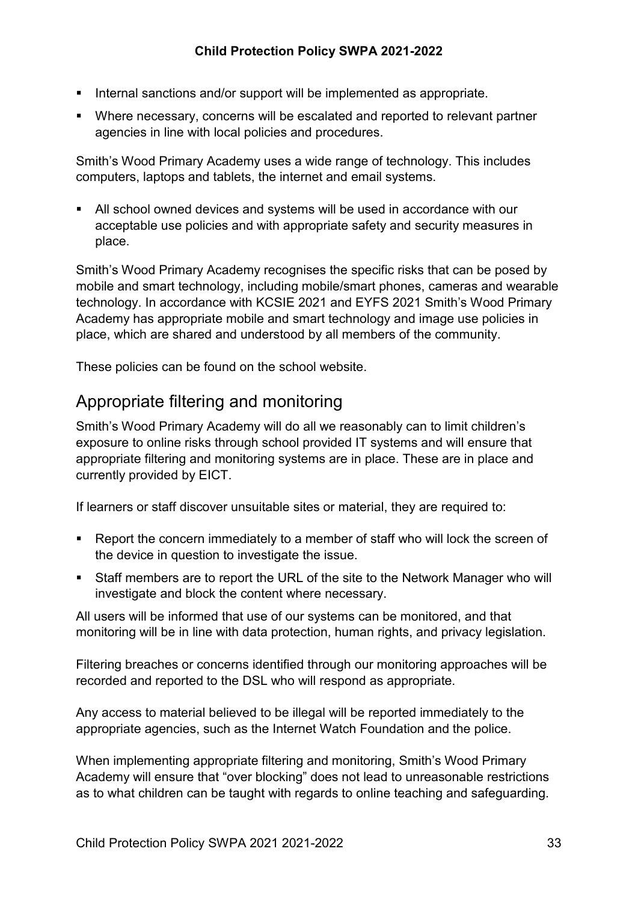- Internal sanctions and/or support will be implemented as appropriate.
- Where necessary, concerns will be escalated and reported to relevant partner agencies in line with local policies and procedures.

Smith's Wood Primary Academy uses a wide range of technology. This includes computers, laptops and tablets, the internet and email systems.

- All school owned devices and systems will be used in accordance with our acceptable use policies and with appropriate safety and security measures in place.

Smith's Wood Primary Academy recognises the specific risks that can be posed by mobile and smart technology, including mobile/smart phones, cameras and wearable technology. In accordance with KCSIE 2021 and EYFS 2021 Smith's Wood Primary Academy has appropriate mobile and smart technology and image use policies in place, which are shared and understood by all members of the community.

These policies can be found on the school website.

## Appropriate filtering and monitoring

Smith's Wood Primary Academy will do all we reasonably can to limit children's exposure to online risks through school provided IT systems and will ensure that appropriate filtering and monitoring systems are in place. These are in place and currently provided by EICT.

If learners or staff discover unsuitable sites or material, they are required to:

- Report the concern immediately to a member of staff who will lock the screen of the device in question to investigate the issue.
- Staff members are to report the URL of the site to the Network Manager who will investigate and block the content where necessary.

All users will be informed that use of our systems can be monitored, and that monitoring will be in line with data protection, human rights, and privacy legislation.

Filtering breaches or concerns identified through our monitoring approaches will be recorded and reported to the DSL who will respond as appropriate.

Any access to material believed to be illegal will be reported immediately to the appropriate agencies, such as the Internet Watch Foundation and the police.

When implementing appropriate filtering and monitoring, Smith's Wood Primary Academy will ensure that "over blocking" does not lead to unreasonable restrictions as to what children can be taught with regards to online teaching and safeguarding.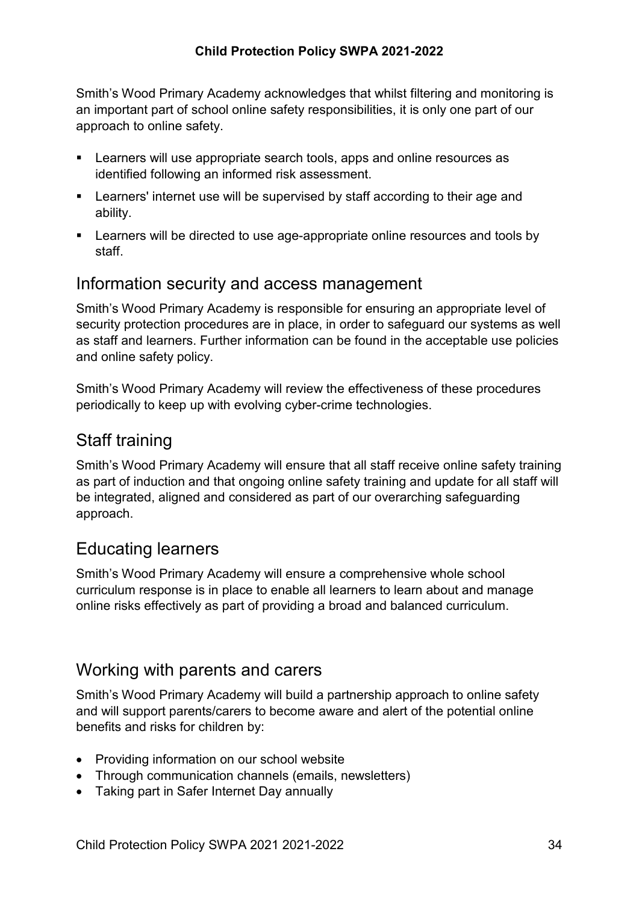Smith's Wood Primary Academy acknowledges that whilst filtering and monitoring is an important part of school online safety responsibilities, it is only one part of our approach to online safety.

- Learners will use appropriate search tools, apps and online resources as identified following an informed risk assessment.
- Learners' internet use will be supervised by staff according to their age and ability.
- Learners will be directed to use age-appropriate online resources and tools by staff.

## Information security and access management

Smith's Wood Primary Academy is responsible for ensuring an appropriate level of security protection procedures are in place, in order to safeguard our systems as well as staff and learners. Further information can be found in the acceptable use policies and online safety policy.

Smith's Wood Primary Academy will review the effectiveness of these procedures periodically to keep up with evolving cyber-crime technologies.

## Staff training

Smith's Wood Primary Academy will ensure that all staff receive online safety training as part of induction and that ongoing online safety training and update for all staff will be integrated, aligned and considered as part of our overarching safeguarding approach.

## Educating learners

Smith's Wood Primary Academy will ensure a comprehensive whole school curriculum response is in place to enable all learners to learn about and manage online risks effectively as part of providing a broad and balanced curriculum.

## Working with parents and carers

Smith's Wood Primary Academy will build a partnership approach to online safety and will support parents/carers to become aware and alert of the potential online benefits and risks for children by:

- Providing information on our school website
- Through communication channels (emails, newsletters)
- Taking part in Safer Internet Day annually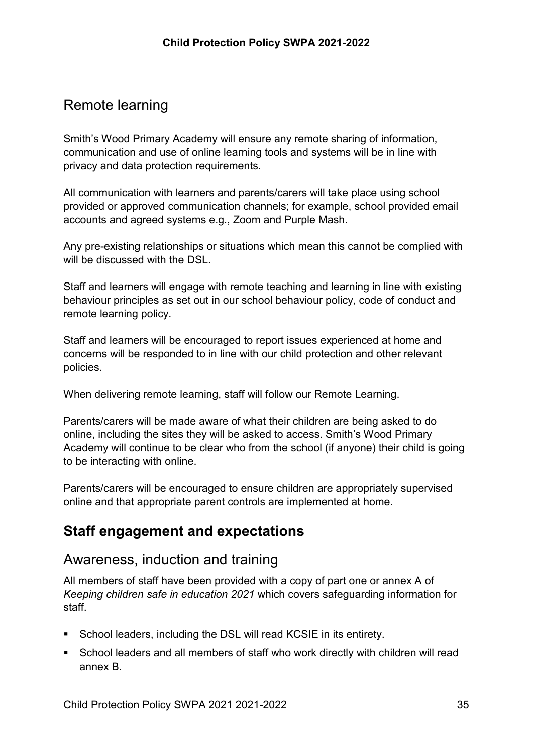## Remote learning

Smith's Wood Primary Academy will ensure any remote sharing of information, communication and use of online learning tools and systems will be in line with privacy and data protection requirements.

All communication with learners and parents/carers will take place using school provided or approved communication channels; for example, school provided email accounts and agreed systems e.g., Zoom and Purple Mash.

Any pre-existing relationships or situations which mean this cannot be complied with will be discussed with the DSL.

Staff and learners will engage with remote teaching and learning in line with existing behaviour principles as set out in our school behaviour policy, code of conduct and remote learning policy.

Staff and learners will be encouraged to report issues experienced at home and concerns will be responded to in line with our child protection and other relevant policies.

When delivering remote learning, staff will follow our Remote Learning.

Parents/carers will be made aware of what their children are being asked to do online, including the sites they will be asked to access. Smith's Wood Primary Academy will continue to be clear who from the school (if anyone) their child is going to be interacting with online.

Parents/carers will be encouraged to ensure children are appropriately supervised online and that appropriate parent controls are implemented at home.

# Staff engagement and expectations

## Awareness, induction and training

All members of staff have been provided with a copy of part one or annex A of *Keeping children safe in education 2021* which covers safeguarding information for staff.

- School leaders, including the DSL will read KCSIE in its entirety.
- School leaders and all members of staff who work directly with children will read annex B.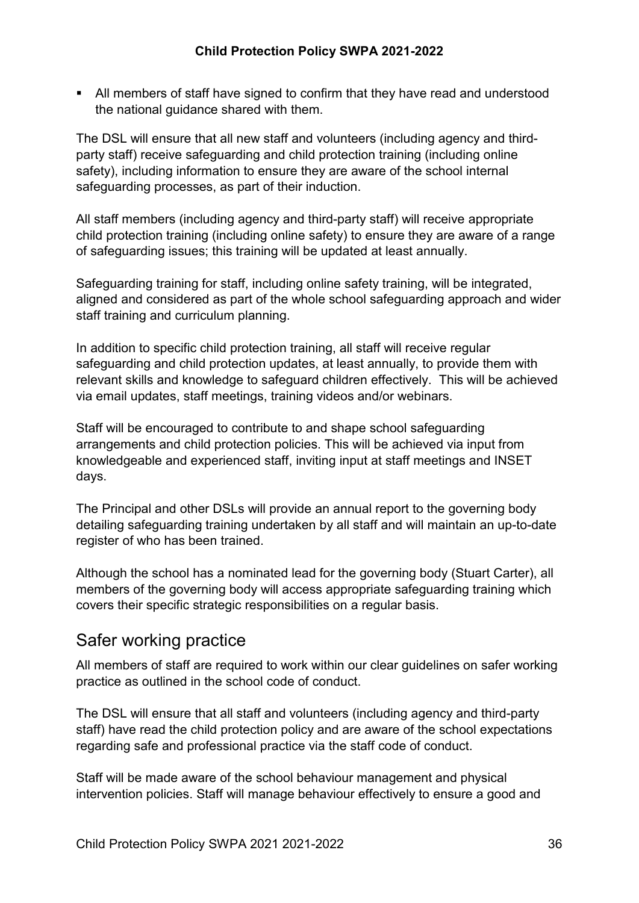- All members of staff have signed to confirm that they have read and understood the national guidance shared with them.

The DSL will ensure that all new staff and volunteers (including agency and third-party staff) receive safeguarding and child protection training (including online safety), including information to ensure they are aware of the school internal safeguarding processes, as part of their induction.

All staff members (including agency and third-party staff) will receive appropriate child protection training (including online safety) to ensure they are aware of a range of safeguarding issues; this training will be updated at least annually.

Safeguarding training for staff, including online safety training, will be integrated, aligned and considered as part of the whole school safeguarding approach and wider staff training and curriculum planning.

In addition to specific child protection training, all staff will receive regular safeguarding and child protection updates, at least annually, to provide them with relevant skills and knowledge to safeguard children effectively. This will be achieved via email updates, staff meetings, training videos and/or webinars.

Staff will be encouraged to contribute to and shape school safeguarding arrangements and child protection policies. This will be achieved via input from knowledgeable and experienced staff, inviting input at staff meetings and INSET days.

The Principal and other DSLs will provide an annual report to the governing body detailing safeguarding training undertaken by all staff and will maintain an up-to-date register of who has been trained.

Although the school has a nominated lead for the governing body (Stuart Carter), all members of the governing body will access appropriate safeguarding training which covers their specific strategic responsibilities on a regular basis.

## Safer working practice

All members of staff are required to work within our clear guidelines on safer working practice as outlined in the school code of conduct.

The DSL will ensure that all staff and volunteers (including agency and third-party staff) have read the child protection policy and are aware of the school expectations regarding safe and professional practice via the staff code of conduct.

Staff will be made aware of the school behaviour management and physical intervention policies. Staff will manage behaviour effectively to ensure a good and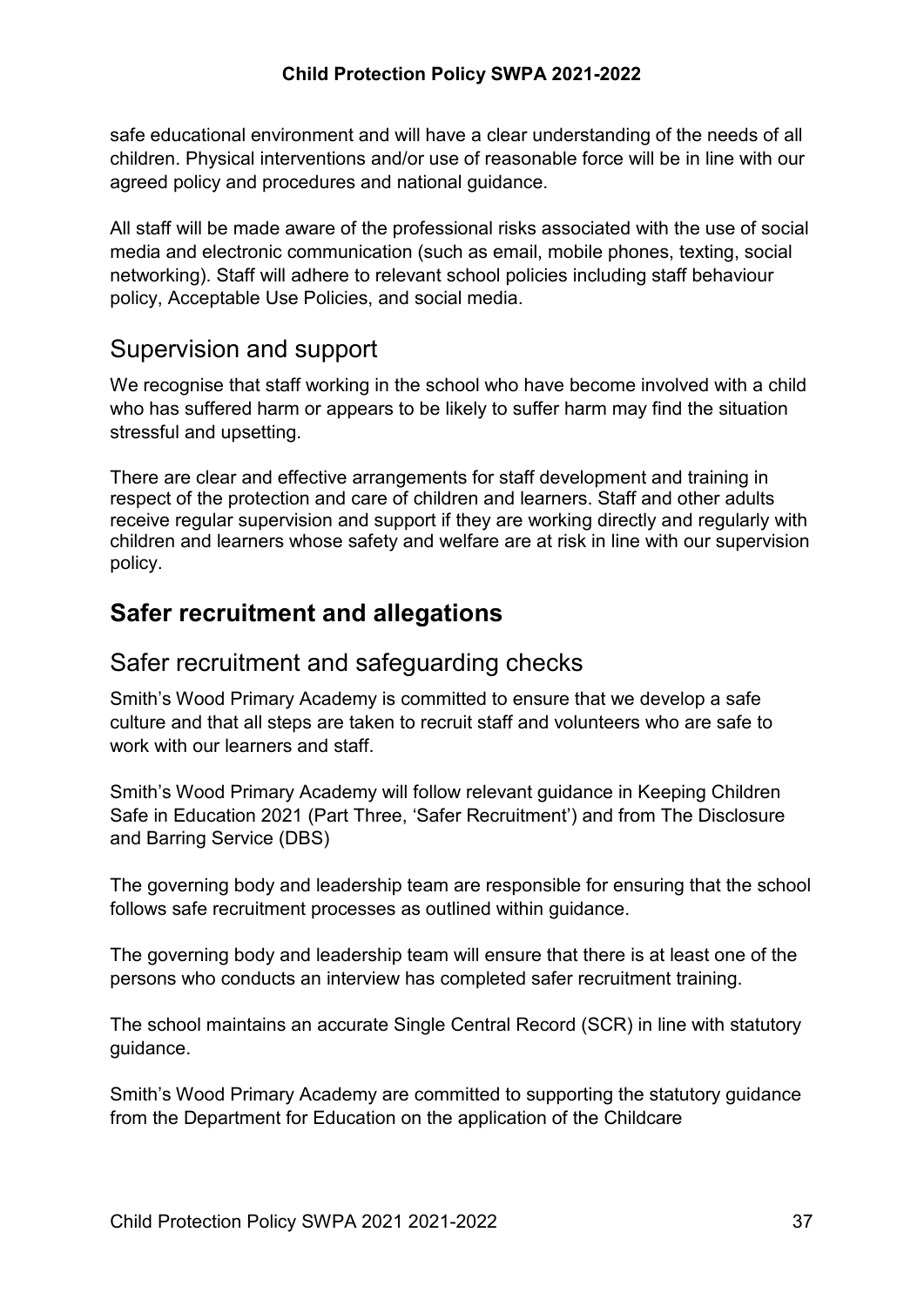safe educational environment and will have a clear understanding of the needs of all children. Physical interventions and/or use of reasonable force will be in line with our agreed policy and procedures and national guidance.

All staff will be made aware of the professional risks associated with the use of social media and electronic communication (such as email, mobile phones, texting, social networking). Staff will adhere to relevant school policies including staff behaviour policy, Acceptable Use Policies, and social media.

### Supervision and support

We recognise that staff working in the school who have become involved with a child who has suffered harm or appears to be likely to suffer harm may find the situation stressful and upsetting.

There are clear and effective arrangements for staff development and training in respect of the protection and care of children and learners. Staff and other adults receive regular supervision and support if they are working directly and regularly with children and learners whose safety and welfare are at risk in line with our supervision policy.

## Safer recruitment and allegations

### Safer recruitment and safeguarding checks

Smith's Wood Primary Academy is committed to ensure that we develop a safe culture and that all steps are taken to recruit staff and volunteers who are safe to work with our learners and staff.

Smith's Wood Primary Academy will follow relevant guidance in Keeping Children Safe in Education 2021 (Part Three, 'Safer Recruitment') and from The Disclosure and Barring Service (DBS)

The governing body and leadership team are responsible for ensuring that the school follows safe recruitment processes as outlined within guidance.

The governing body and leadership team will ensure that there is at least one of the persons who conducts an interview has completed safer recruitment training.

The school maintains an accurate Single Central Record (SCR) in line with statutory guidance.

Smith's Wood Primary Academy are committed to supporting the statutory guidance from the Department for Education on the application of the Childcare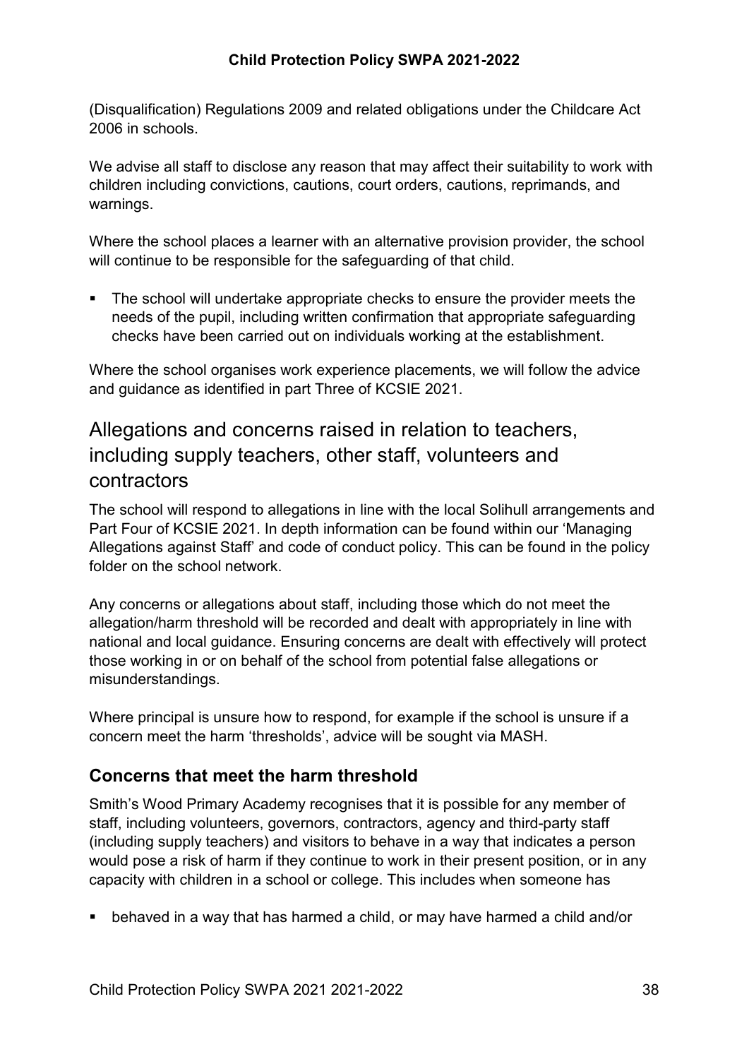(Disqualification) Regulations 2009 and related obligations under the Childcare Act 2006 in schools.

We advise all staff to disclose any reason that may affect their suitability to work with children including convictions, cautions, court orders, cautions, reprimands, and warnings.

Where the school places a learner with an alternative provision provider, the school will continue to be responsible for the safeguarding of that child.

- The school will undertake appropriate checks to ensure the provider meets the needs of the pupil, including written confirmation that appropriate safeguarding checks have been carried out on individuals working at the establishment.

Where the school organises work experience placements, we will follow the advice and guidance as identified in part Three of KCSIE 2021.

## Allegations and concerns raised in relation to teachers, including supply teachers, other staff, volunteers and contractors

The school will respond to allegations in line with the local Solihull arrangements and Part Four of KCSIE 2021. In depth information can be found within our 'Managing Allegations against Staff' and code of conduct policy. This can be found in the policy folder on the school network.

Any concerns or allegations about staff, including those which do not meet the allegation/harm threshold will be recorded and dealt with appropriately in line with national and local guidance. Ensuring concerns are dealt with effectively will protect those working in or on behalf of the school from potential false allegations or misunderstandings.

Where principal is unsure how to respond, for example if the school is unsure if a concern meet the harm 'thresholds', advice will be sought via MASH.

### Concerns that meet the harm threshold

Smith's Wood Primary Academy recognises that it is possible for any member of staff, including volunteers, governors, contractors, agency and third-party staff (including supply teachers) and visitors to behave in a way that indicates a person would pose a risk of harm if they continue to work in their present position, or in any capacity with children in a school or college. This includes when someone has

- behaved in a way that has harmed a child, or may have harmed a child and/or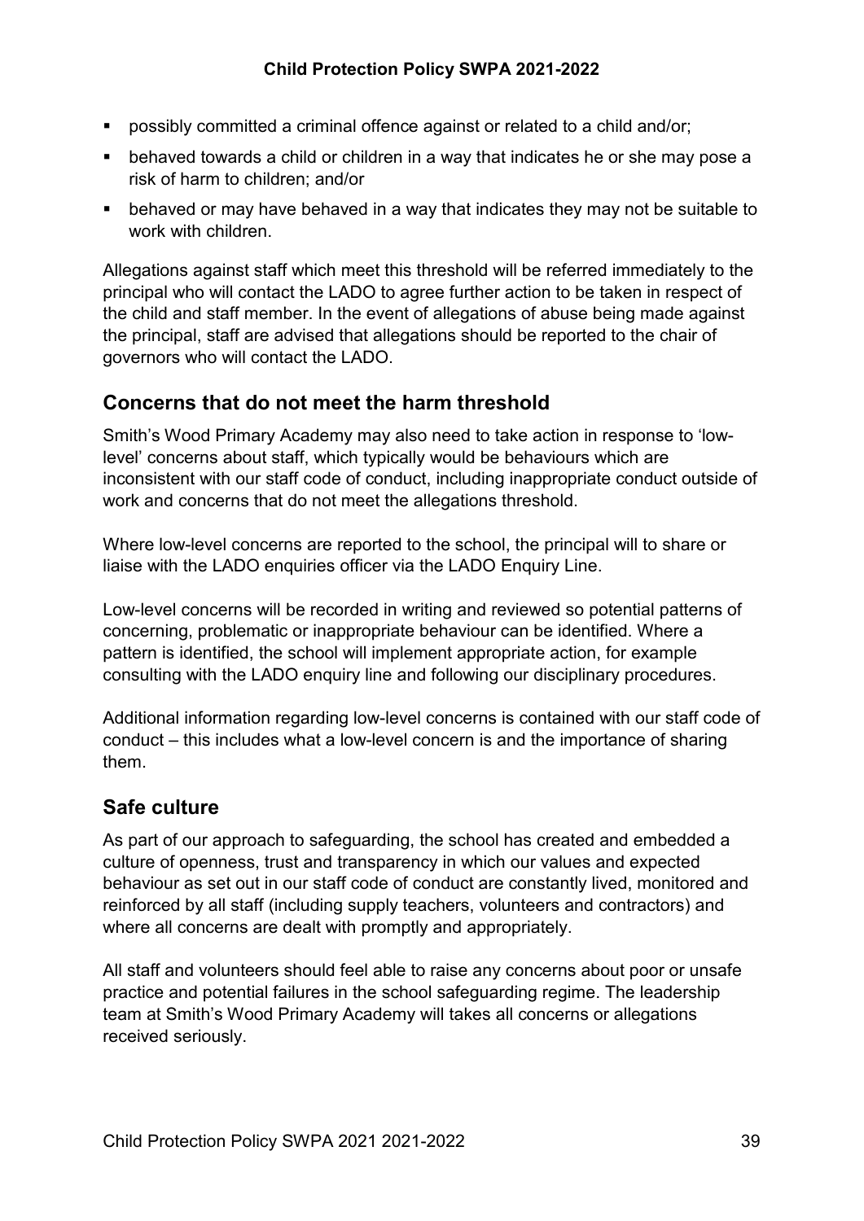- possibly committed a criminal offence against or related to a child and/or;
- behaved towards a child or children in a way that indicates he or she may pose a risk of harm to children; and/or
- behaved or may have behaved in a way that indicates they may not be suitable to work with children.

Allegations against staff which meet this threshold will be referred immediately to the principal who will contact the LADO to agree further action to be taken in respect of the child and staff member. In the event of allegations of abuse being made against the principal, staff are advised that allegations should be reported to the chair of governors who will contact the LADO.

## Concerns that do not meet the harm threshold

Smith's Wood Primary Academy may also need to take action in response to 'low-level' concerns about staff, which typically would be behaviours which are inconsistent with our staff code of conduct, including inappropriate conduct outside of work and concerns that do not meet the allegations threshold.

Where low-level concerns are reported to the school, the principal will to share or liaise with the LADO enquiries officer via the LADO Enquiry Line.

Low-level concerns will be recorded in writing and reviewed so potential patterns of concerning, problematic or inappropriate behaviour can be identified. Where a pattern is identified, the school will implement appropriate action, for example consulting with the LADO enquiry line and following our disciplinary procedures.

Additional information regarding low-level concerns is contained with our staff code of conduct – this includes what a low-level concern is and the importance of sharing them.

## Safe culture

As part of our approach to safeguarding, the school has created and embedded a culture of openness, trust and transparency in which our values and expected behaviour as set out in our staff code of conduct are constantly lived, monitored and reinforced by all staff (including supply teachers, volunteers and contractors) and where all concerns are dealt with promptly and appropriately.

All staff and volunteers should feel able to raise any concerns about poor or unsafe practice and potential failures in the school safeguarding regime. The leadership team at Smith's Wood Primary Academy will takes all concerns or allegations received seriously.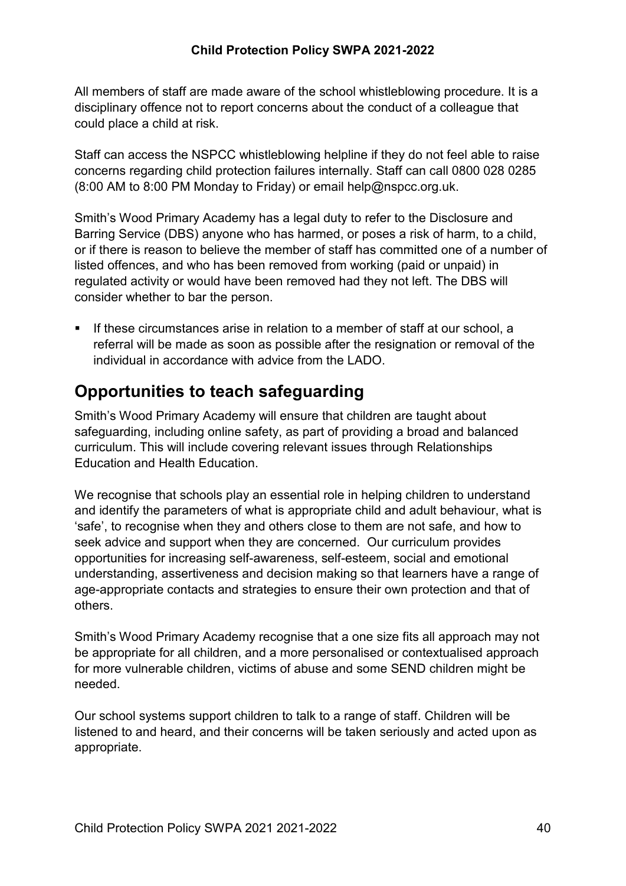All members of staff are made aware of the school whistleblowing procedure. It is a disciplinary offence not to report concerns about the conduct of a colleague that could place a child at risk.

Staff can access the NSPCC whistleblowing helpline if they do not feel able to raise concerns regarding child protection failures internally. Staff can call 0800 028 0285 (8:00 AM to 8:00 PM Monday to Friday) or email help@nspcc.org.uk.

Smith's Wood Primary Academy has a legal duty to refer to the Disclosure and Barring Service (DBS) anyone who has harmed, or poses a risk of harm, to a child, or if there is reason to believe the member of staff has committed one of a number of listed offences, and who has been removed from working (paid or unpaid) in regulated activity or would have been removed had they not left. The DBS will consider whether to bar the person.

- If these circumstances arise in relation to a member of staff at our school, a referral will be made as soon as possible after the resignation or removal of the individual in accordance with advice from the LADO.

## Opportunities to teach safeguarding

Smith's Wood Primary Academy will ensure that children are taught about safeguarding, including online safety, as part of providing a broad and balanced curriculum. This will include covering relevant issues through Relationships Education and Health Education.

We recognise that schools play an essential role in helping children to understand and identify the parameters of what is appropriate child and adult behaviour, what is 'safe', to recognise when they and others close to them are not safe, and how to seek advice and support when they are concerned. Our curriculum provides opportunities for increasing self-awareness, self-esteem, social and emotional understanding, assertiveness and decision making so that learners have a range of age-appropriate contacts and strategies to ensure their own protection and that of others.

Smith's Wood Primary Academy recognise that a one size fits all approach may not be appropriate for all children, and a more personalised or contextualised approach for more vulnerable children, victims of abuse and some SEND children might be needed.

Our school systems support children to talk to a range of staff. Children will be listened to and heard, and their concerns will be taken seriously and acted upon as appropriate.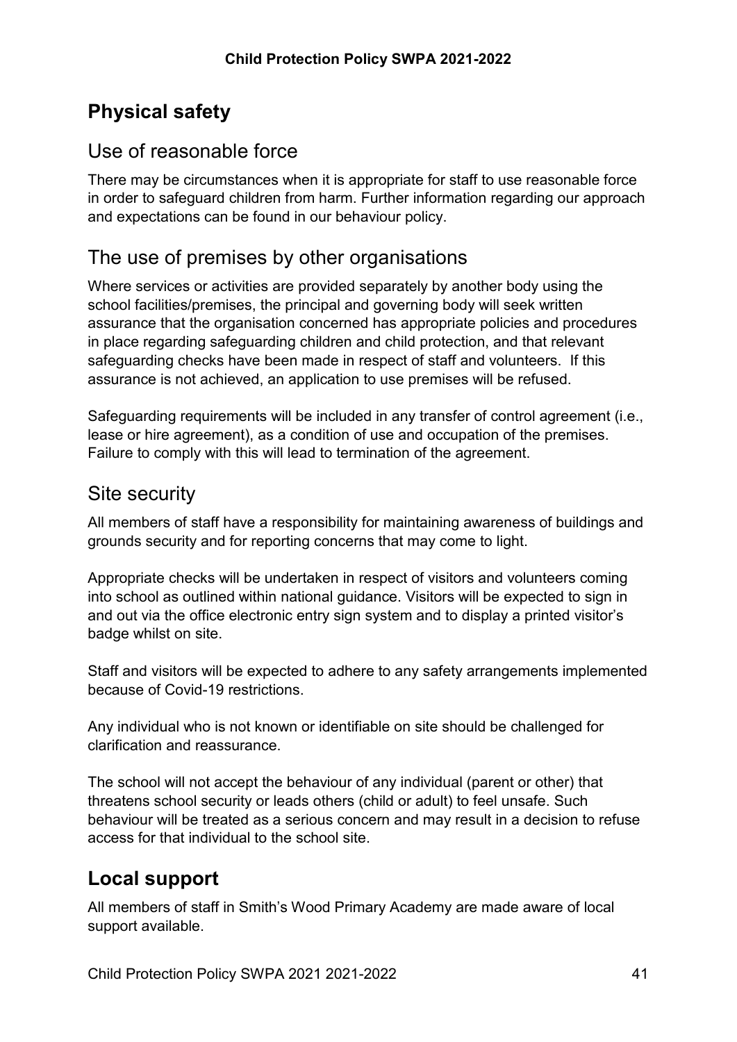## Physical safety

### Use of reasonable force

There may be circumstances when it is appropriate for staff to use reasonable force in order to safeguard children from harm. Further information regarding our approach and expectations can be found in our behaviour policy.

### The use of premises by other organisations

Where services or activities are provided separately by another body using the school facilities/premises, the principal and governing body will seek written assurance that the organisation concerned has appropriate policies and procedures in place regarding safeguarding children and child protection, and that relevant safeguarding checks have been made in respect of staff and volunteers. If this assurance is not achieved, an application to use premises will be refused.

Safeguarding requirements will be included in any transfer of control agreement (i.e., lease or hire agreement), as a condition of use and occupation of the premises. Failure to comply with this will lead to termination of the agreement.

### Site security

All members of staff have a responsibility for maintaining awareness of buildings and grounds security and for reporting concerns that may come to light.

Appropriate checks will be undertaken in respect of visitors and volunteers coming into school as outlined within national guidance. Visitors will be expected to sign in and out via the office electronic entry sign system and to display a printed visitor's badge whilst on site.

Staff and visitors will be expected to adhere to any safety arrangements implemented because of Covid-19 restrictions.

Any individual who is not known or identifiable on site should be challenged for clarification and reassurance.

The school will not accept the behaviour of any individual (parent or other) that threatens school security or leads others (child or adult) to feel unsafe. Such behaviour will be treated as a serious concern and may result in a decision to refuse access for that individual to the school site.

## Local support

All members of staff in Smith's Wood Primary Academy are made aware of local support available.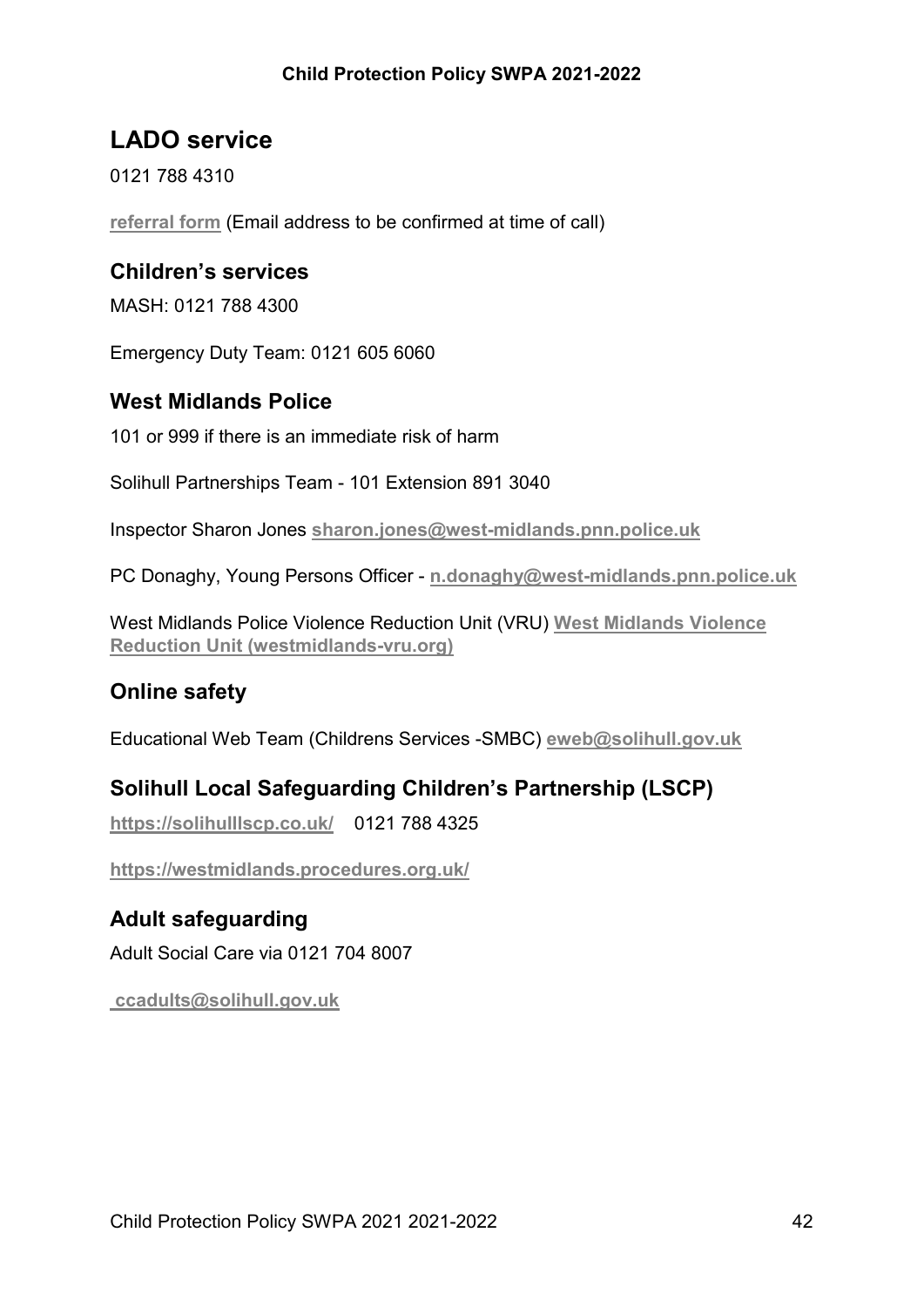## LADO service

0121 788 4310

**referral form** (Email address to be confirmed at time of call)

### Children's services

MASH: 0121 788 4300

Emergency Duty Team: 0121 605 6060

### West Midlands Police

101 or 999 if there is an immediate risk of harm

Solihull Partnerships Team - 101 Extension 891 3040

Inspector Sharon Jones **sharon.jones@west-midlands.pnn.police.uk**

PC Donaghy, Young Persons Officer - **n.donaghy@west-midlands.pnn.police.uk**

West Midlands Police Violence Reduction Unit (VRU) **West Midlands Violence Reduction Unit (westmidlands-vru.org)**

### Online safety

Educational Web Team (Childrens Services -SMBC) **eweb@solihull.gov.uk**

### Solihull Local Safeguarding Children's Partnership (LSCP)

**https://solihulllscp.co.uk/** 0121 788 4325

**https://westmidlands.procedures.org.uk/**

### Adult safeguarding

Adult Social Care via 0121 704 8007

**ccadults@solihull.gov.uk**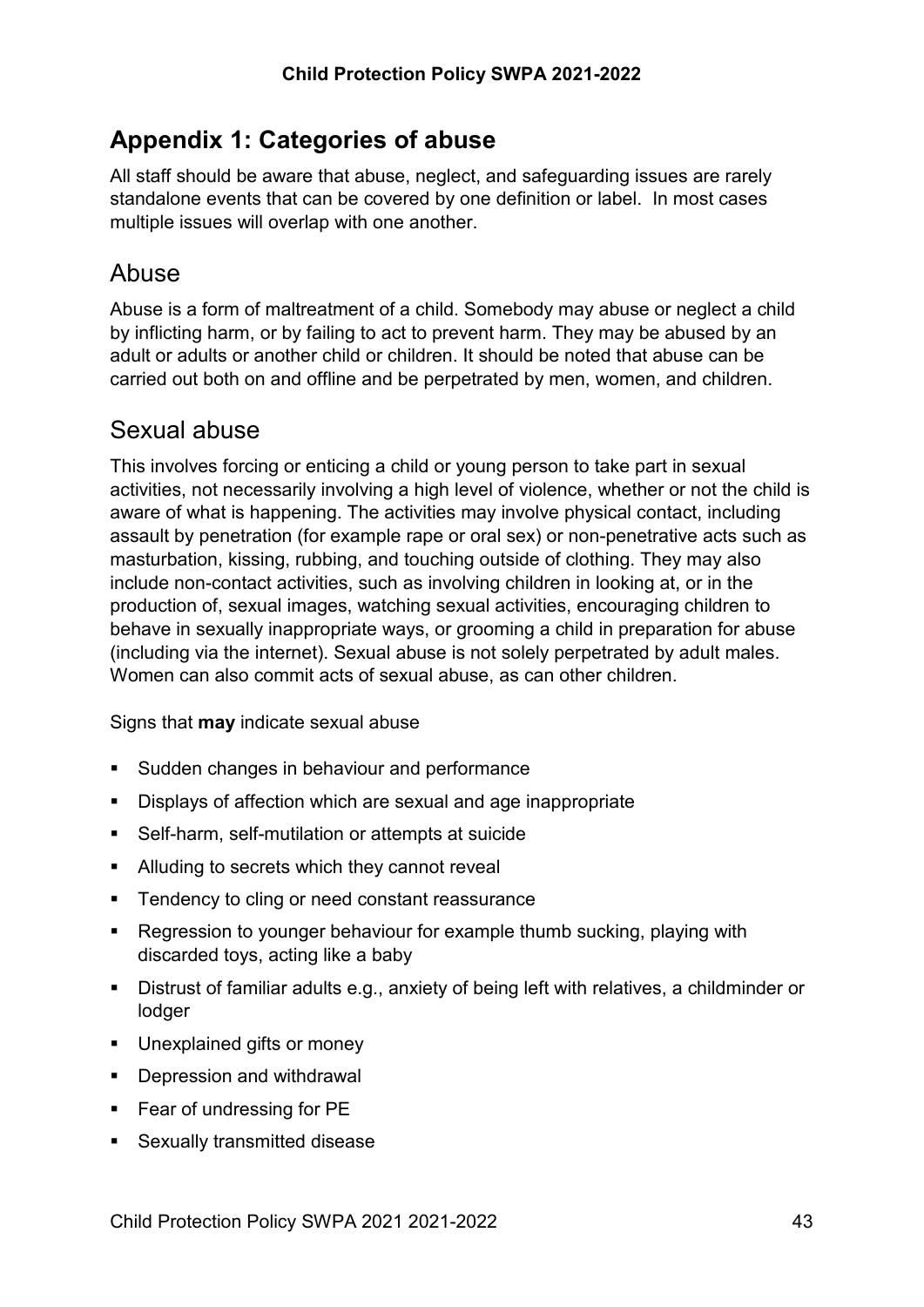## Appendix 1: Categories of abuse

All staff should be aware that abuse, neglect, and safeguarding issues are rarely standalone events that can be covered by one definition or label. In most cases multiple issues will overlap with one another.

### Abuse

Abuse is a form of maltreatment of a child. Somebody may abuse or neglect a child by inflicting harm, or by failing to act to prevent harm. They may be abused by an adult or adults or another child or children. It should be noted that abuse can be carried out both on and offline and be perpetrated by men, women, and children.

### Sexual abuse

This involves forcing or enticing a child or young person to take part in sexual activities, not necessarily involving a high level of violence, whether or not the child is aware of what is happening. The activities may involve physical contact, including assault by penetration (for example rape or oral sex) or non-penetrative acts such as masturbation, kissing, rubbing, and touching outside of clothing. They may also include non-contact activities, such as involving children in looking at, or in the production of, sexual images, watching sexual activities, encouraging children to behave in sexually inappropriate ways, or grooming a child in preparation for abuse (including via the internet). Sexual abuse is not solely perpetrated by adult males. Women can also commit acts of sexual abuse, as can other children.

Signs that **may** indicate sexual abuse

- Sudden changes in behaviour and performance
- Displays of affection which are sexual and age inappropriate
- Self-harm, self-mutilation or attempts at suicide
- Alluding to secrets which they cannot reveal
- Tendency to cling or need constant reassurance
- Regression to younger behaviour for example thumb sucking, playing with discarded toys, acting like a baby
- Distrust of familiar adults e.g., anxiety of being left with relatives, a childminder or lodger
- Unexplained gifts or money
- Depression and withdrawal
- Fear of undressing for PE
- Sexually transmitted disease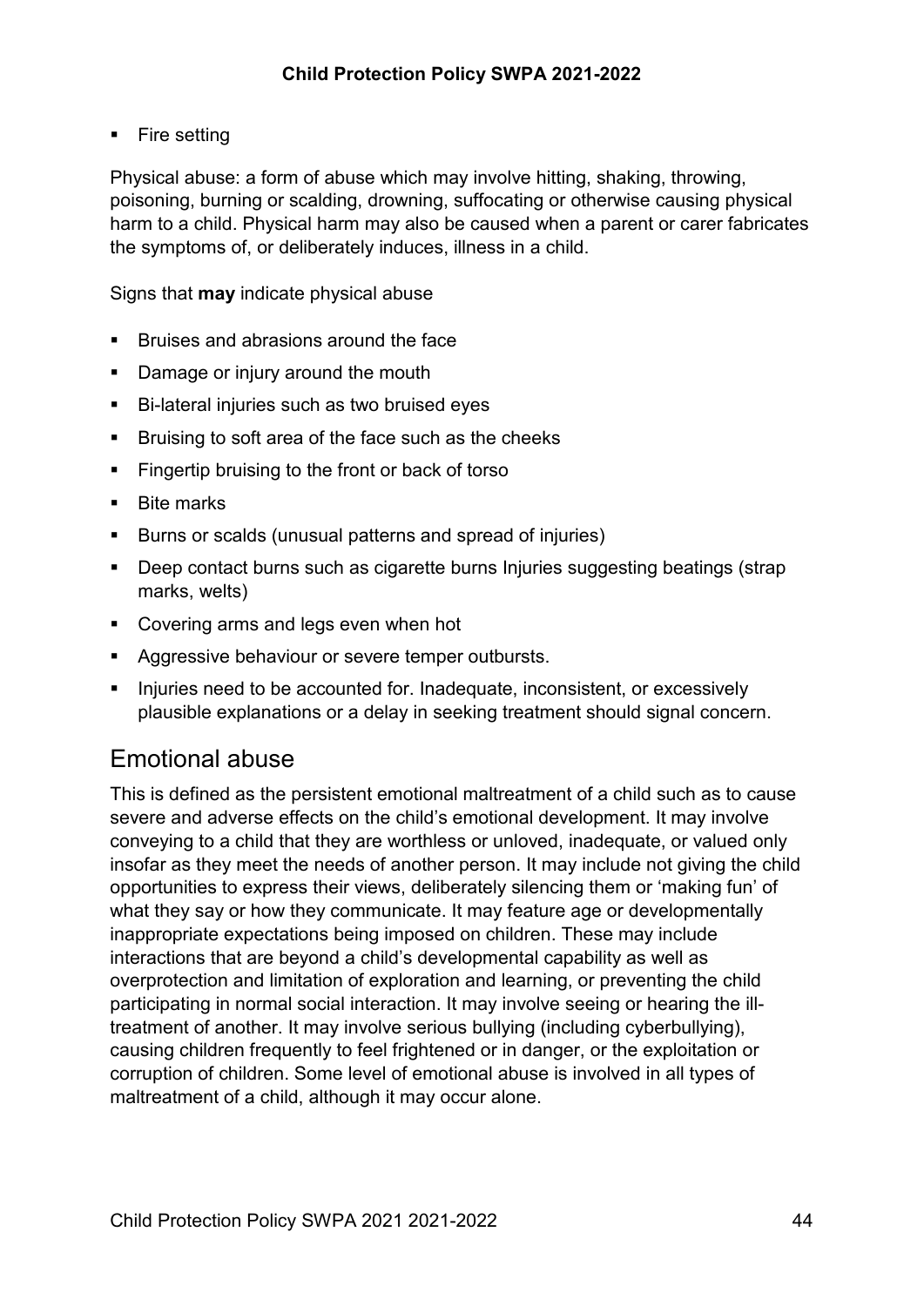- Fire setting

Physical abuse: a form of abuse which may involve hitting, shaking, throwing, poisoning, burning or scalding, drowning, suffocating or otherwise causing physical harm to a child. Physical harm may also be caused when a parent or carer fabricates the symptoms of, or deliberately induces, illness in a child.

Signs that **may** indicate physical abuse

- Bruises and abrasions around the face
- Damage or injury around the mouth
- Bi-lateral injuries such as two bruised eyes
- Bruising to soft area of the face such as the cheeks
- Fingertip bruising to the front or back of torso
- Bite marks
- Burns or scalds (unusual patterns and spread of injuries)
- Deep contact burns such as cigarette burns Injuries suggesting beatings (strap marks, welts)
- Covering arms and legs even when hot
- Aggressive behaviour or severe temper outbursts.
- Injuries need to be accounted for. Inadequate, inconsistent, or excessively plausible explanations or a delay in seeking treatment should signal concern.

## Emotional abuse

This is defined as the persistent emotional maltreatment of a child such as to cause severe and adverse effects on the child's emotional development. It may involve conveying to a child that they are worthless or unloved, inadequate, or valued only insofar as they meet the needs of another person. It may include not giving the child opportunities to express their views, deliberately silencing them or 'making fun' of what they say or how they communicate. It may feature age or developmentally inappropriate expectations being imposed on children. These may include interactions that are beyond a child's developmental capability as well as overprotection and limitation of exploration and learning, or preventing the child participating in normal social interaction. It may involve seeing or hearing the ill-treatment of another. It may involve serious bullying (including cyberbullying), causing children frequently to feel frightened or in danger, or the exploitation or corruption of children. Some level of emotional abuse is involved in all types of maltreatment of a child, although it may occur alone.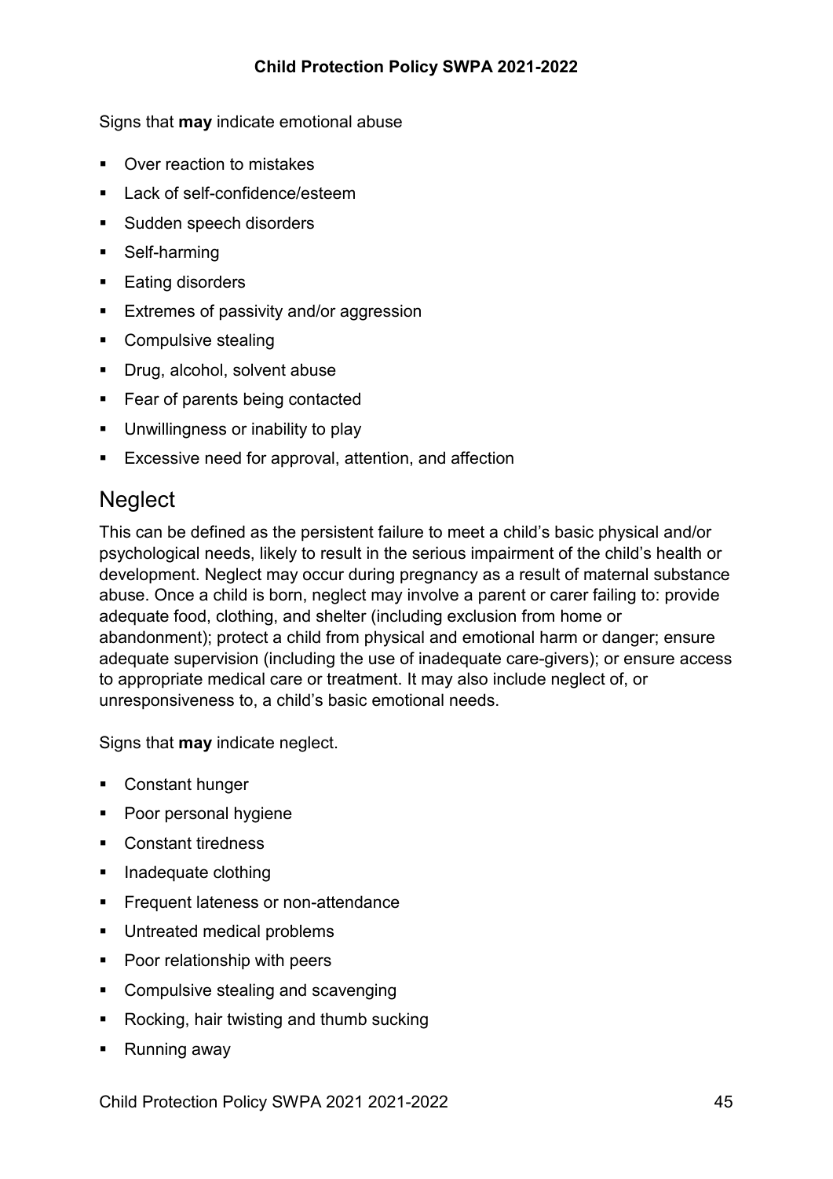Signs that **may** indicate emotional abuse

- Over reaction to mistakes
- Lack of self-confidence/esteem
- Sudden speech disorders
- Self-harming
- Eating disorders
- Extremes of passivity and/or aggression
- Compulsive stealing
- Drug, alcohol, solvent abuse
- Fear of parents being contacted
- Unwillingness or inability to play
- Excessive need for approval, attention, and affection

## Neglect

This can be defined as the persistent failure to meet a child's basic physical and/or psychological needs, likely to result in the serious impairment of the child's health or development. Neglect may occur during pregnancy as a result of maternal substance abuse. Once a child is born, neglect may involve a parent or carer failing to: provide adequate food, clothing, and shelter (including exclusion from home or abandonment); protect a child from physical and emotional harm or danger; ensure adequate supervision (including the use of inadequate care-givers); or ensure access to appropriate medical care or treatment. It may also include neglect of, or unresponsiveness to, a child's basic emotional needs.

Signs that **may** indicate neglect.

- Constant hunger
- Poor personal hygiene
- Constant tiredness
- Inadequate clothing
- Frequent lateness or non-attendance
- Untreated medical problems
- Poor relationship with peers
- Compulsive stealing and scavenging
- Rocking, hair twisting and thumb sucking
- Running away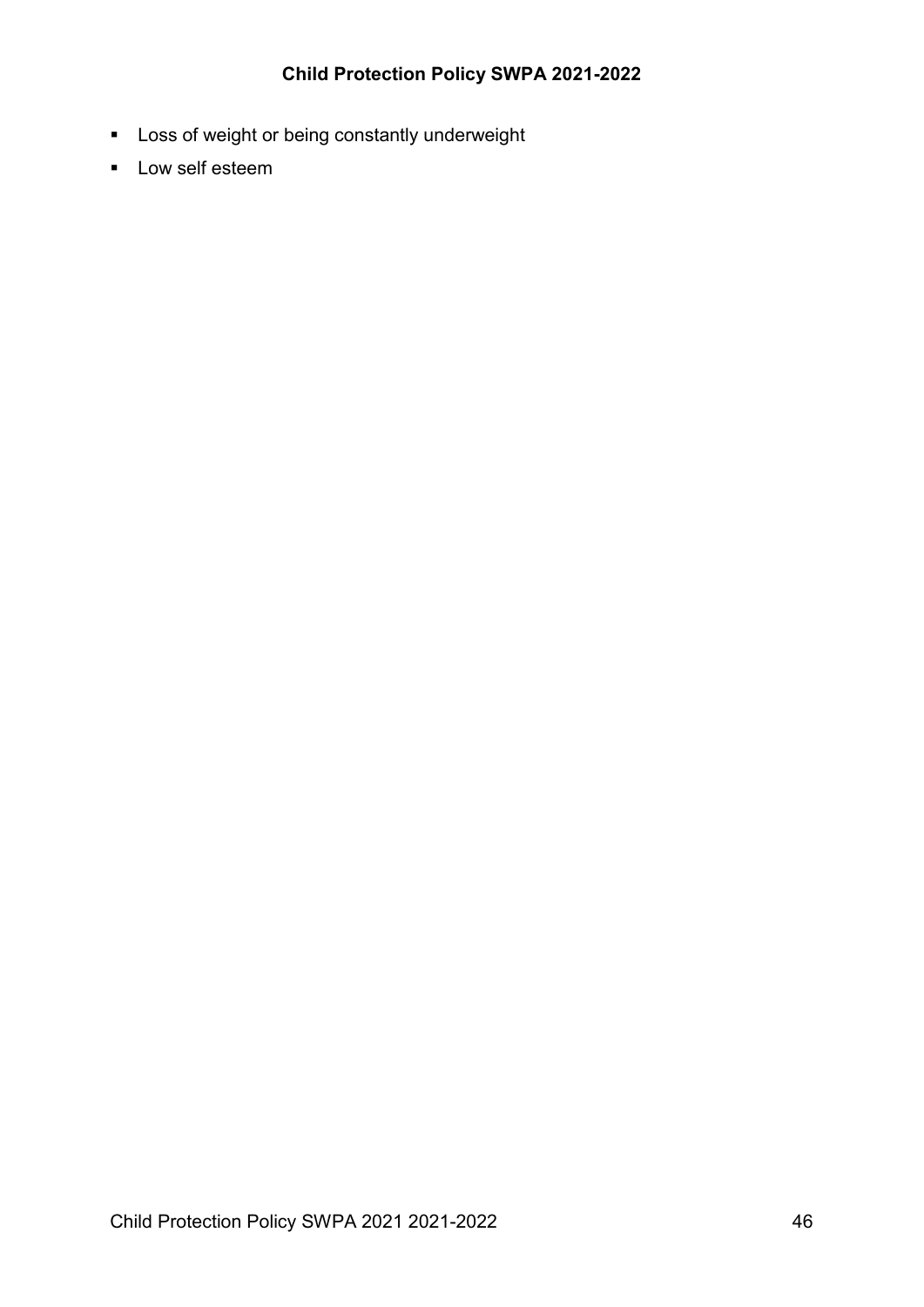- Loss of weight or being constantly underweight
- Low self esteem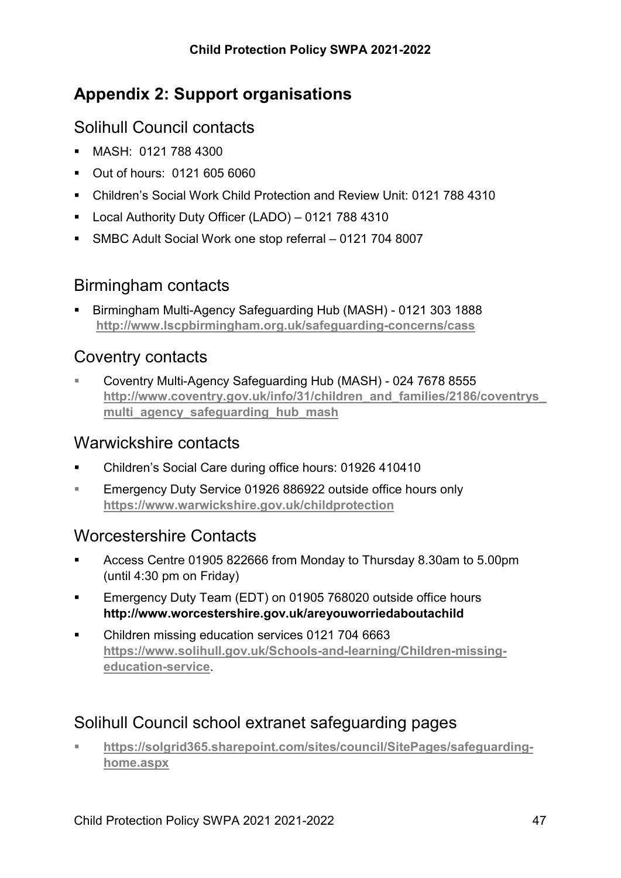## Appendix 2: Support organisations

### Solihull Council contacts

- MASH: 0121 788 4300
- Out of hours: 0121 605 6060
- Children's Social Work Child Protection and Review Unit: 0121 788 4310
- Local Authority Duty Officer (LADO) – 0121 788 4310
- SMBC Adult Social Work one stop referral – 0121 704 8007

### Birmingham contacts

- Birmingham Multi-Agency Safeguarding Hub (MASH) - 0121 303 1888 **http://www.lscpbirmingham.org.uk/safeguarding-concerns/cass**

### Coventry contacts

- Coventry Multi-Agency Safeguarding Hub (MASH) - 024 7678 8555 **http://www.coventry.gov.uk/info/31/children_and_families/2186/coventrys_multi_agency_safeguarding_hub_mash**

### Warwickshire contacts

- Children's Social Care during office hours: 01926 410410
- Emergency Duty Service 01926 886922 outside office hours only **https://www.warwickshire.gov.uk/childprotection**

### Worcestershire Contacts

- Access Centre 01905 822666 from Monday to Thursday 8.30am to 5.00pm (until 4:30 pm on Friday)
- Emergency Duty Team (EDT) on 01905 768020 outside office hours **http://www.worcestershire.gov.uk/areyouworriedaboutachild**
- Children missing education services 0121 704 6663 **https://www.solihull.gov.uk/Schools-and-learning/Children-missing-education-service**.

### Solihull Council school extranet safeguarding pages

- **https://solgrid365.sharepoint.com/sites/council/SitePages/safeguarding-home.aspx**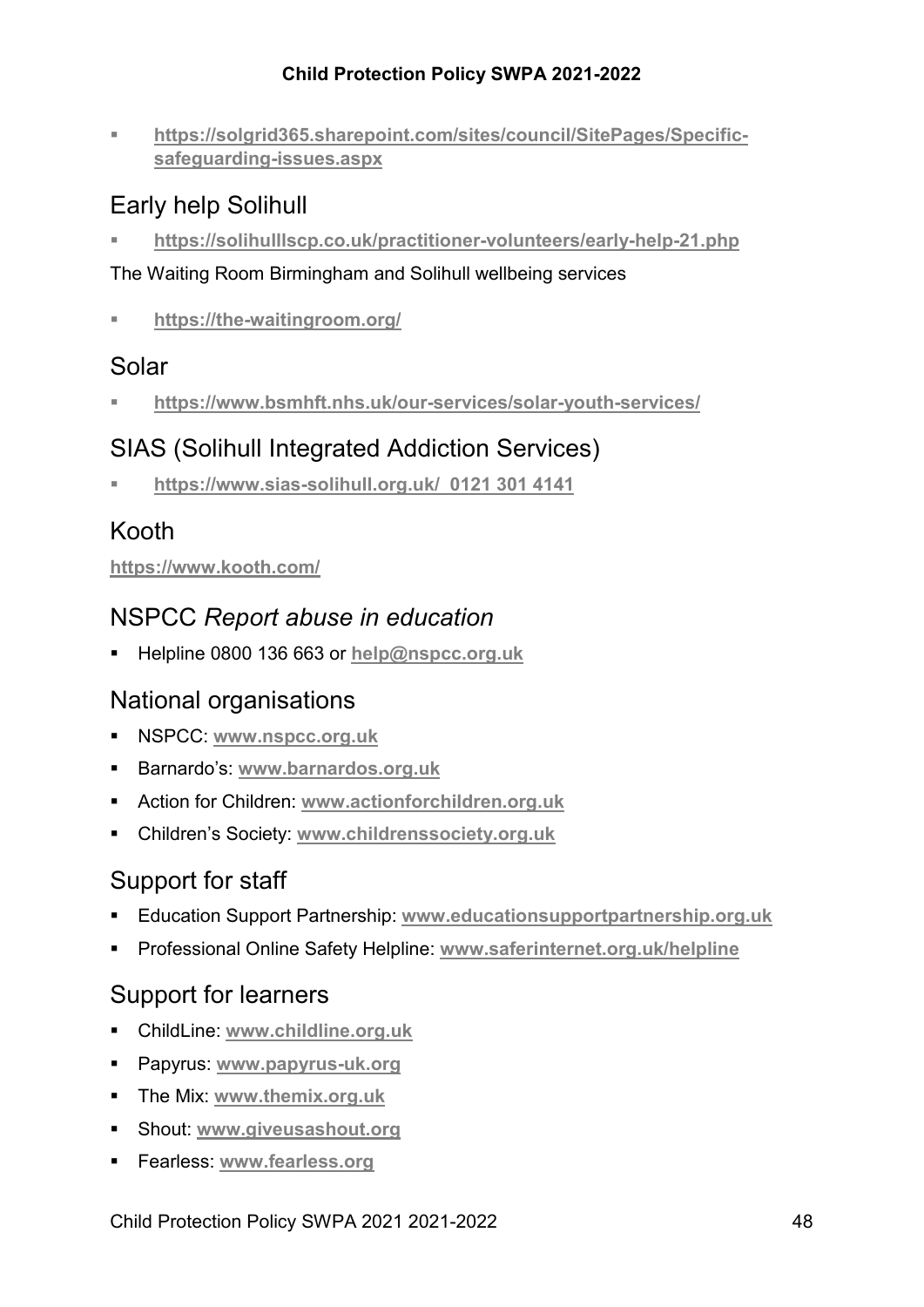- **https://solgrid365.sharepoint.com/sites/council/SitePages/Specific-safeguarding-issues.aspx**

## Early help Solihull

- **https://solihulllscp.co.uk/practitioner-volunteers/early-help-21.php**

The Waiting Room Birmingham and Solihull wellbeing services

- **https://the-waitingroom.org/**

## Solar

- **https://www.bsmhft.nhs.uk/our-services/solar-youth-services/**

## SIAS (Solihull Integrated Addiction Services)

- **https://www.sias-solihull.org.uk/ 0121 301 4141**

## Kooth

**https://www.kooth.com/**

## NSPCC *Report abuse in education*

- Helpline 0800 136 663 or **help@nspcc.org.uk**

## National organisations

- NSPCC: **www.nspcc.org.uk**
- Barnardo's: **www.barnardos.org.uk**
- Action for Children: **www.actionforchildren.org.uk**
- Children's Society: **www.childrenssociety.org.uk**

## Support for staff

- Education Support Partnership: **www.educationsupportpartnership.org.uk**
- Professional Online Safety Helpline: **www.saferinternet.org.uk/helpline**

## Support for learners

- ChildLine: **www.childline.org.uk**
- Papyrus: **www.papyrus-uk.org**
- The Mix: **www.themix.org.uk**
- Shout: **www.giveusashout.org**
- Fearless: **www.fearless.org**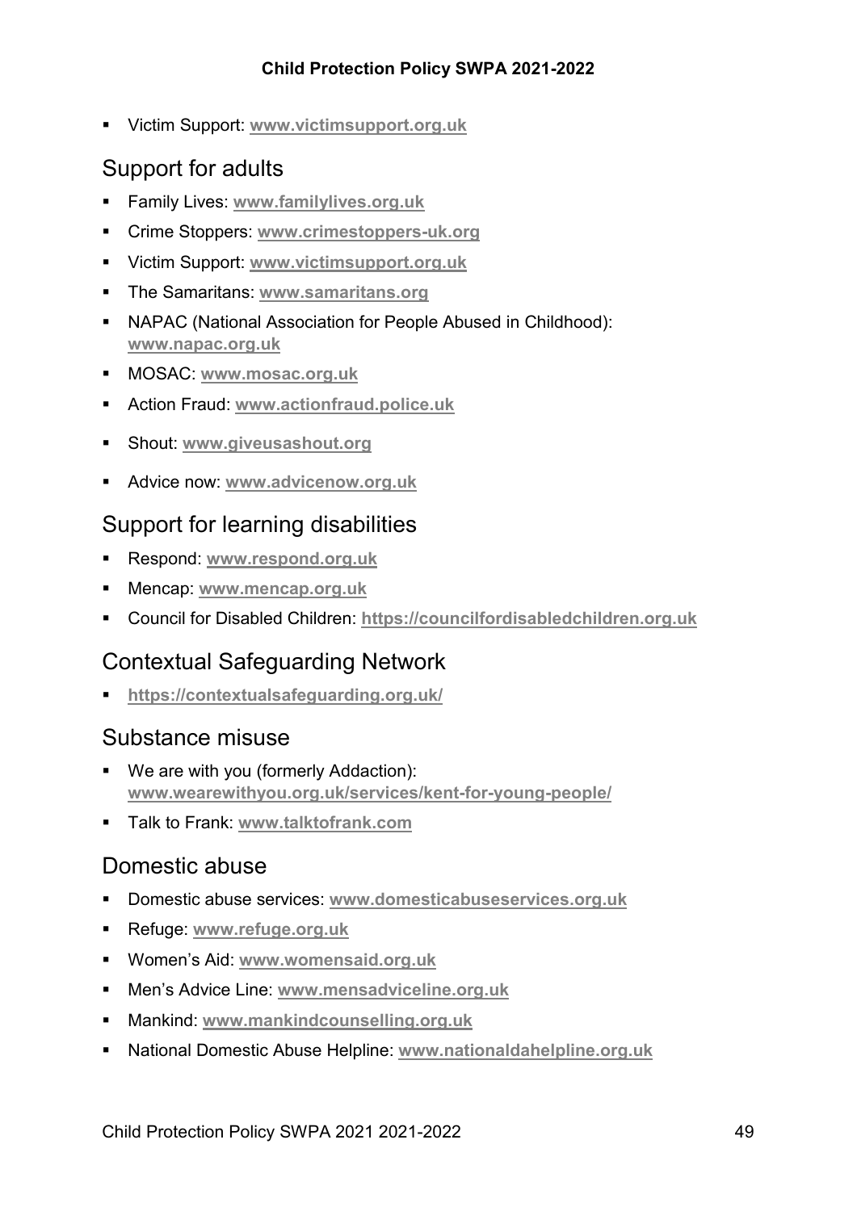- Victim Support: **www.victimsupport.org.uk**

## Support for adults

- Family Lives: **www.familylives.org.uk**
- Crime Stoppers: **www.crimestoppers-uk.org**
- Victim Support: **www.victimsupport.org.uk**
- The Samaritans: **www.samaritans.org**
- NAPAC (National Association for People Abused in Childhood): **www.napac.org.uk**
- MOSAC: **www.mosac.org.uk**
- Action Fraud: **www.actionfraud.police.uk**
- Shout: **www.giveusashout.org**
- Advice now: **www.advicenow.org.uk**

## Support for learning disabilities

- Respond: **www.respond.org.uk**
- Mencap: **www.mencap.org.uk**
- Council for Disabled Children: **https://councilfordisabledchildren.org.uk**

## Contextual Safeguarding Network

- **https://contextualsafeguarding.org.uk/**

## Substance misuse

- We are with you (formerly Addaction): **www.wearewithyou.org.uk/services/kent-for-young-people/**
- Talk to Frank: **www.talktofrank.com**

## Domestic abuse

- Domestic abuse services: **www.domesticabuseservices.org.uk**
- Refuge: **www.refuge.org.uk**
- Women's Aid: **www.womensaid.org.uk**
- Men's Advice Line: **www.mensadviceline.org.uk**
- Mankind: **www.mankindcounselling.org.uk**
- National Domestic Abuse Helpline: **www.nationaldahelpline.org.uk**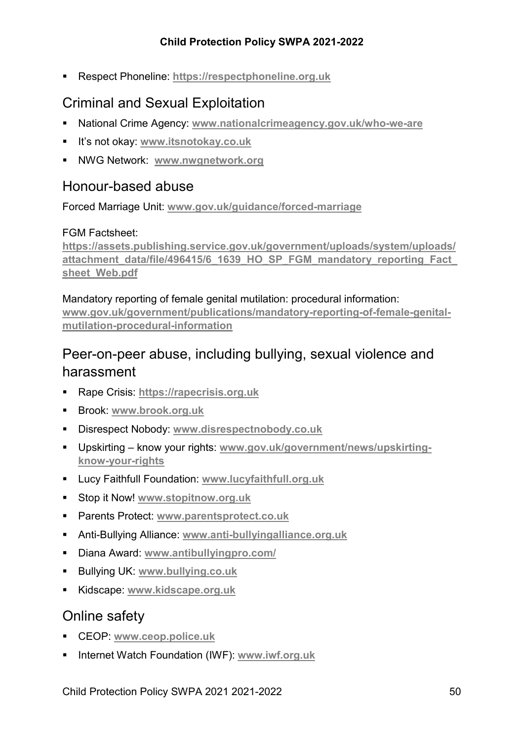- Respect Phoneline: **https://respectphoneline.org.uk**

## Criminal and Sexual Exploitation

- National Crime Agency: **www.nationalcrimeagency.gov.uk/who-we-are**
- It's not okay: **www.itsnotokay.co.uk**
- NWG Network: **www.nwgnetwork.org**

## Honour-based abuse

Forced Marriage Unit: **www.gov.uk/guidance/forced-marriage**

FGM Factsheet:
**https://assets.publishing.service.gov.uk/government/uploads/system/uploads/attachment_data/file/496415/6_1639_HO_SP_FGM_mandatory_reporting_Fact_sheet_Web.pdf**

Mandatory reporting of female genital mutilation: procedural information:
**www.gov.uk/government/publications/mandatory-reporting-of-female-genital-mutilation-procedural-information**

## Peer-on-peer abuse, including bullying, sexual violence and harassment

- Rape Crisis: **https://rapecrisis.org.uk**
- Brook: **www.brook.org.uk**
- Disrespect Nobody: **www.disrespectnobody.co.uk**
- Upskirting – know your rights: **www.gov.uk/government/news/upskirting-know-your-rights**
- Lucy Faithfull Foundation: **www.lucyfaithfull.org.uk**
- Stop it Now! **www.stopitnow.org.uk**
- Parents Protect: **www.parentsprotect.co.uk**
- Anti-Bullying Alliance: **www.anti-bullyingalliance.org.uk**
- Diana Award: **www.antibullyingpro.com/**
- Bullying UK: **www.bullying.co.uk**
- Kidscape: **www.kidscape.org.uk**

## Online safety

- CEOP: **www.ceop.police.uk**
- Internet Watch Foundation (IWF): **www.iwf.org.uk**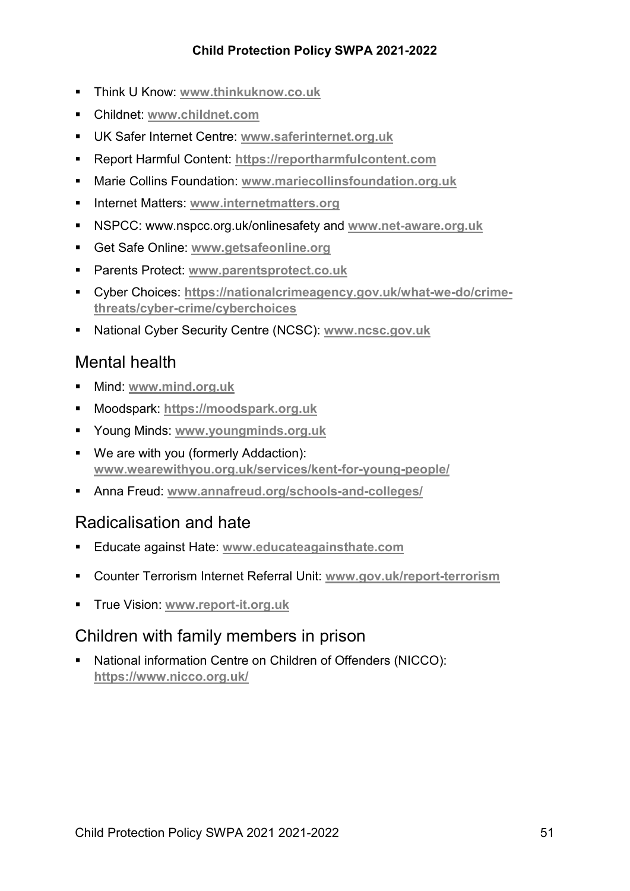- Think U Know: **www.thinkuknow.co.uk**
- Childnet: **www.childnet.com**
- UK Safer Internet Centre: **www.saferinternet.org.uk**
- Report Harmful Content: **https://reportharmfulcontent.com**
- Marie Collins Foundation: **www.mariecollinsfoundation.org.uk**
- Internet Matters: **www.internetmatters.org**
- NSPCC: www.nspcc.org.uk/onlinesafety and **www.net-aware.org.uk**
- Get Safe Online: **www.getsafeonline.org**
- Parents Protect: **www.parentsprotect.co.uk**
- Cyber Choices: **https://nationalcrimeagency.gov.uk/what-we-do/crime-threats/cyber-crime/cyberchoices**
- National Cyber Security Centre (NCSC): **www.ncsc.gov.uk**

## Mental health

- Mind: **www.mind.org.uk**
- Moodspark: **https://moodspark.org.uk**
- Young Minds: **www.youngminds.org.uk**
- We are with you (formerly Addaction): **www.wearewithyou.org.uk/services/kent-for-young-people/**
- Anna Freud: **www.annafreud.org/schools-and-colleges/**

## Radicalisation and hate

- Educate against Hate: **www.educateagainsthate.com**
- Counter Terrorism Internet Referral Unit: **www.gov.uk/report-terrorism**
- True Vision: **www.report-it.org.uk**

## Children with family members in prison

- National information Centre on Children of Offenders (NICCO): **https://www.nicco.org.uk/**